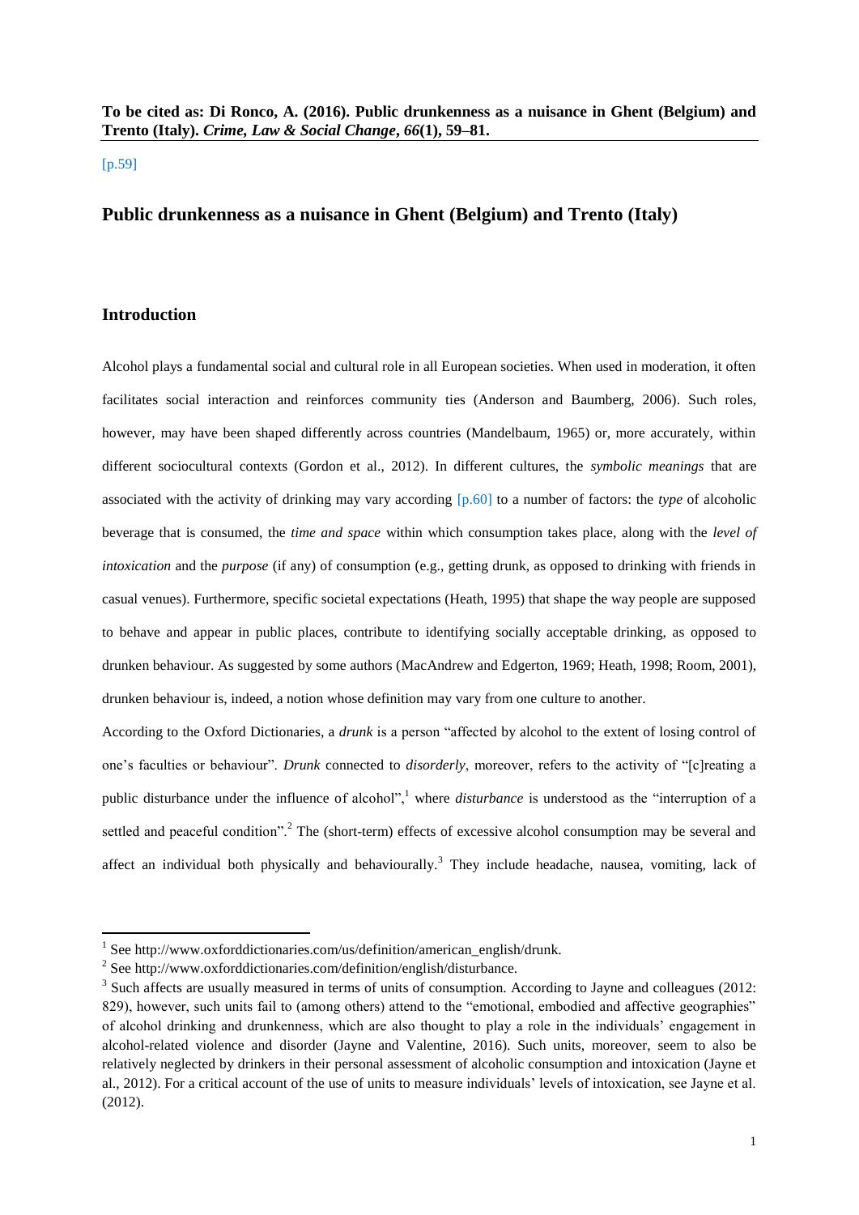**To be cited as: Di Ronco, A. (2016). Public drunkenness as a nuisance in Ghent (Belgium) and Trento (Italy).** ***Crime, Law & Social Change*****,** ***66*****(1), 59–81.**

[p.59]

## Public drunkenness as a nuisance in Ghent (Belgium) and Trento (Italy)

### Introduction

Alcohol plays a fundamental social and cultural role in all European societies. When used in moderation, it often facilitates social interaction and reinforces community ties (Anderson and Baumberg, 2006). Such roles, however, may have been shaped differently across countries (Mandelbaum, 1965) or, more accurately, within different sociocultural contexts (Gordon et al., 2012). In different cultures, the *symbolic meanings* that are associated with the activity of drinking may vary according [p.60] to a number of factors: the *type* of alcoholic beverage that is consumed, the *time and space* within which consumption takes place, along with the *level of intoxication* and the *purpose* (if any) of consumption (e.g., getting drunk, as opposed to drinking with friends in casual venues). Furthermore, specific societal expectations (Heath, 1995) that shape the way people are supposed to behave and appear in public places, contribute to identifying socially acceptable drinking, as opposed to drunken behaviour. As suggested by some authors (MacAndrew and Edgerton, 1969; Heath, 1998; Room, 2001), drunken behaviour is, indeed, a notion whose definition may vary from one culture to another.

According to the Oxford Dictionaries, a *drunk* is a person "affected by alcohol to the extent of losing control of one's faculties or behaviour". *Drunk* connected to *disorderly*, moreover, refers to the activity of "[c]reating a public disturbance under the influence of alcohol",[1] where *disturbance* is understood as the "interruption of a settled and peaceful condition".[2] The (short-term) effects of excessive alcohol consumption may be several and affect an individual both physically and behaviourally.[3] They include headache, nausea, vomiting, lack of

---

[1] See http://www.oxforddictionaries.com/us/definition/american_english/drunk.

[2] See http://www.oxforddictionaries.com/definition/english/disturbance.

[3] Such affects are usually measured in terms of units of consumption. According to Jayne and colleagues (2012: 829), however, such units fail to (among others) attend to the "emotional, embodied and affective geographies" of alcohol drinking and drunkenness, which are also thought to play a role in the individuals' engagement in alcohol-related violence and disorder (Jayne and Valentine, 2016). Such units, moreover, seem to also be relatively neglected by drinkers in their personal assessment of alcoholic consumption and intoxication (Jayne et al., 2012). For a critical account of the use of units to measure individuals' levels of intoxication, see Jayne et al. (2012).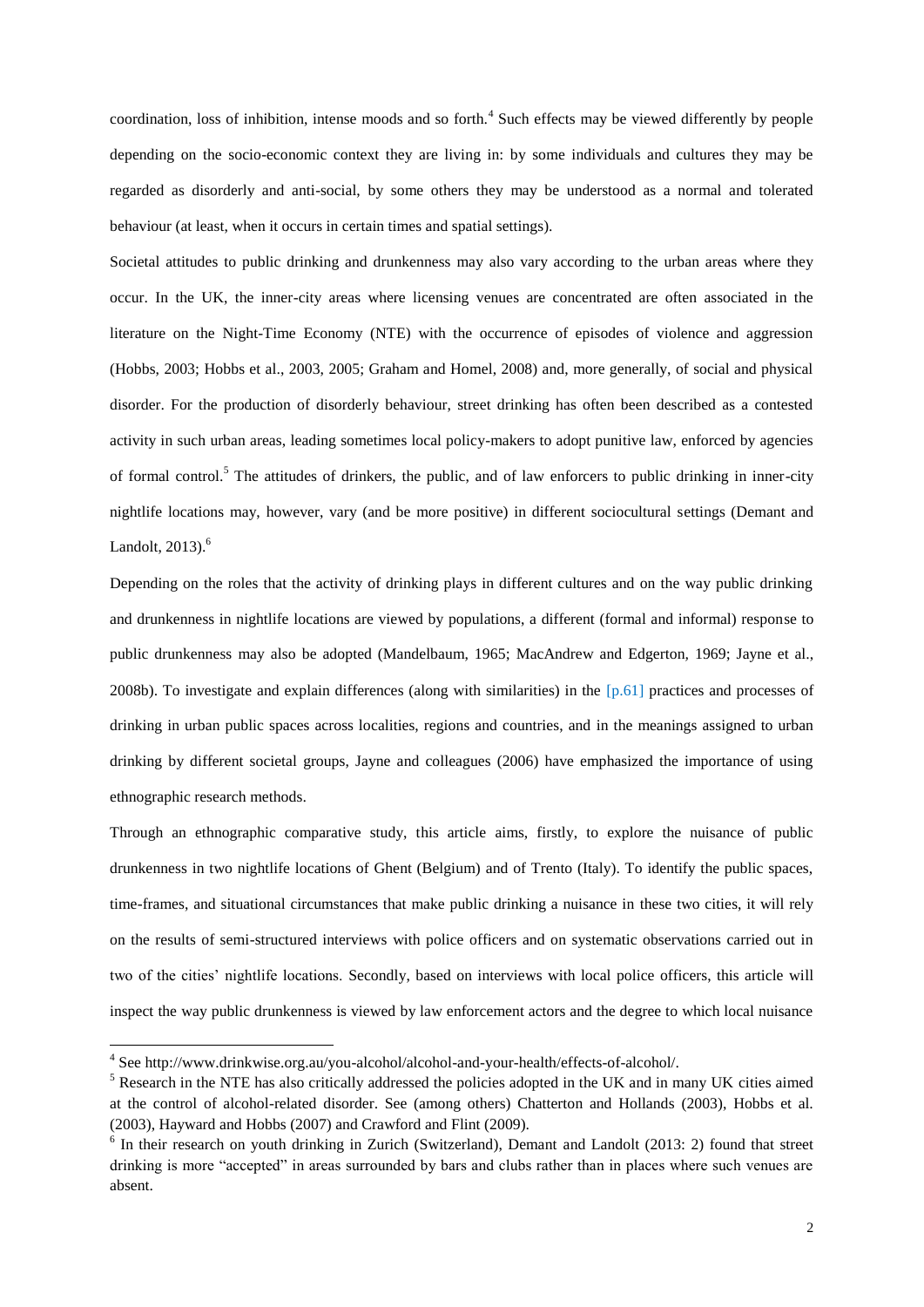coordination, loss of inhibition, intense moods and so forth.[4] Such effects may be viewed differently by people depending on the socio-economic context they are living in: by some individuals and cultures they may be regarded as disorderly and anti-social, by some others they may be understood as a normal and tolerated behaviour (at least, when it occurs in certain times and spatial settings).

Societal attitudes to public drinking and drunkenness may also vary according to the urban areas where they occur. In the UK, the inner-city areas where licensing venues are concentrated are often associated in the literature on the Night-Time Economy (NTE) with the occurrence of episodes of violence and aggression (Hobbs, 2003; Hobbs et al., 2003, 2005; Graham and Homel, 2008) and, more generally, of social and physical disorder. For the production of disorderly behaviour, street drinking has often been described as a contested activity in such urban areas, leading sometimes local policy-makers to adopt punitive law, enforced by agencies of formal control.[5] The attitudes of drinkers, the public, and of law enforcers to public drinking in inner-city nightlife locations may, however, vary (and be more positive) in different sociocultural settings (Demant and Landolt, 2013).[6]

Depending on the roles that the activity of drinking plays in different cultures and on the way public drinking and drunkenness in nightlife locations are viewed by populations, a different (formal and informal) response to public drunkenness may also be adopted (Mandelbaum, 1965; MacAndrew and Edgerton, 1969; Jayne et al., 2008b). To investigate and explain differences (along with similarities) in the [p.61] practices and processes of drinking in urban public spaces across localities, regions and countries, and in the meanings assigned to urban drinking by different societal groups, Jayne and colleagues (2006) have emphasized the importance of using ethnographic research methods.

Through an ethnographic comparative study, this article aims, firstly, to explore the nuisance of public drunkenness in two nightlife locations of Ghent (Belgium) and of Trento (Italy). To identify the public spaces, time-frames, and situational circumstances that make public drinking a nuisance in these two cities, it will rely on the results of semi-structured interviews with police officers and on systematic observations carried out in two of the cities' nightlife locations. Secondly, based on interviews with local police officers, this article will inspect the way public drunkenness is viewed by law enforcement actors and the degree to which local nuisance

[4] See http://www.drinkwise.org.au/you-alcohol/alcohol-and-your-health/effects-of-alcohol/.

[5] Research in the NTE has also critically addressed the policies adopted in the UK and in many UK cities aimed at the control of alcohol-related disorder. See (among others) Chatterton and Hollands (2003), Hobbs et al. (2003), Hayward and Hobbs (2007) and Crawford and Flint (2009).

[6] In their research on youth drinking in Zurich (Switzerland), Demant and Landolt (2013: 2) found that street drinking is more "accepted" in areas surrounded by bars and clubs rather than in places where such venues are absent.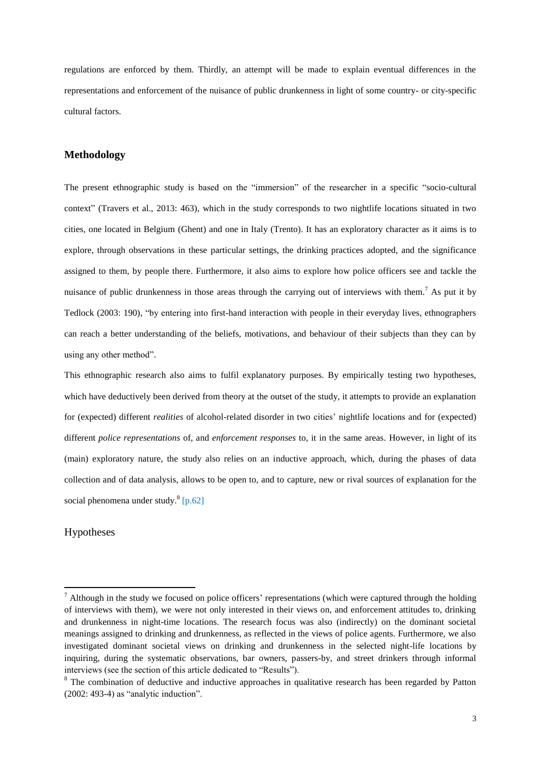regulations are enforced by them. Thirdly, an attempt will be made to explain eventual differences in the representations and enforcement of the nuisance of public drunkenness in light of some country- or city-specific cultural factors.

## Methodology

The present ethnographic study is based on the "immersion" of the researcher in a specific "socio-cultural context" (Travers et al., 2013: 463), which in the study corresponds to two nightlife locations situated in two cities, one located in Belgium (Ghent) and one in Italy (Trento). It has an exploratory character as it aims is to explore, through observations in these particular settings, the drinking practices adopted, and the significance assigned to them, by people there. Furthermore, it also aims to explore how police officers see and tackle the nuisance of public drunkenness in those areas through the carrying out of interviews with them.[7] As put it by Tedlock (2003: 190), "by entering into first-hand interaction with people in their everyday lives, ethnographers can reach a better understanding of the beliefs, motivations, and behaviour of their subjects than they can by using any other method".

This ethnographic research also aims to fulfil explanatory purposes. By empirically testing two hypotheses, which have deductively been derived from theory at the outset of the study, it attempts to provide an explanation for (expected) different *realities* of alcohol-related disorder in two cities' nightlife locations and for (expected) different *police representations* of, and *enforcement responses* to, it in the same areas. However, in light of its (main) exploratory nature, the study also relies on an inductive approach, which, during the phases of data collection and of data analysis, allows to be open to, and to capture, new or rival sources of explanation for the social phenomena under study.[8] [p.62]

### Hypotheses

[7] Although in the study we focused on police officers' representations (which were captured through the holding of interviews with them), we were not only interested in their views on, and enforcement attitudes to, drinking and drunkenness in night-time locations. The research focus was also (indirectly) on the dominant societal meanings assigned to drinking and drunkenness, as reflected in the views of police agents. Furthermore, we also investigated dominant societal views on drinking and drunkenness in the selected night-life locations by inquiring, during the systematic observations, bar owners, passers-by, and street drinkers through informal interviews (see the section of this article dedicated to "Results").

[8] The combination of deductive and inductive approaches in qualitative research has been regarded by Patton (2002: 493-4) as "analytic induction".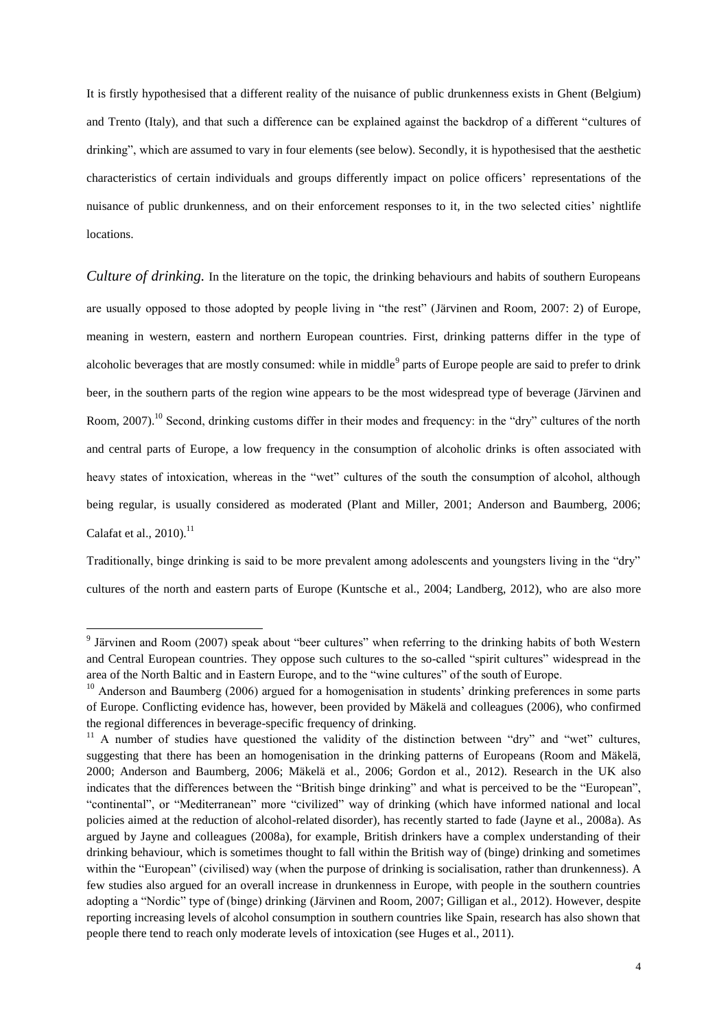It is firstly hypothesised that a different reality of the nuisance of public drunkenness exists in Ghent (Belgium) and Trento (Italy), and that such a difference can be explained against the backdrop of a different "cultures of drinking", which are assumed to vary in four elements (see below). Secondly, it is hypothesised that the aesthetic characteristics of certain individuals and groups differently impact on police officers' representations of the nuisance of public drunkenness, and on their enforcement responses to it, in the two selected cities' nightlife locations.

*Culture of drinking.* In the literature on the topic, the drinking behaviours and habits of southern Europeans are usually opposed to those adopted by people living in "the rest" (Järvinen and Room, 2007: 2) of Europe, meaning in western, eastern and northern European countries. First, drinking patterns differ in the type of alcoholic beverages that are mostly consumed: while in middle[9] parts of Europe people are said to prefer to drink beer, in the southern parts of the region wine appears to be the most widespread type of beverage (Järvinen and Room, 2007).[10] Second, drinking customs differ in their modes and frequency: in the "dry" cultures of the north and central parts of Europe, a low frequency in the consumption of alcoholic drinks is often associated with heavy states of intoxication, whereas in the "wet" cultures of the south the consumption of alcohol, although being regular, is usually considered as moderated (Plant and Miller, 2001; Anderson and Baumberg, 2006; Calafat et al., 2010).[11]

Traditionally, binge drinking is said to be more prevalent among adolescents and youngsters living in the "dry" cultures of the north and eastern parts of Europe (Kuntsche et al., 2004; Landberg, 2012), who are also more

---

[9] Järvinen and Room (2007) speak about "beer cultures" when referring to the drinking habits of both Western and Central European countries. They oppose such cultures to the so-called "spirit cultures" widespread in the area of the North Baltic and in Eastern Europe, and to the "wine cultures" of the south of Europe.

[10] Anderson and Baumberg (2006) argued for a homogenisation in students' drinking preferences in some parts of Europe. Conflicting evidence has, however, been provided by Mäkelä and colleagues (2006), who confirmed the regional differences in beverage-specific frequency of drinking.

[11] A number of studies have questioned the validity of the distinction between "dry" and "wet" cultures, suggesting that there has been an homogenisation in the drinking patterns of Europeans (Room and Mäkelä, 2000; Anderson and Baumberg, 2006; Mäkelä et al., 2006; Gordon et al., 2012). Research in the UK also indicates that the differences between the "British binge drinking" and what is perceived to be the "European", "continental", or "Mediterranean" more "civilized" way of drinking (which have informed national and local policies aimed at the reduction of alcohol-related disorder), has recently started to fade (Jayne et al., 2008a). As argued by Jayne and colleagues (2008a), for example, British drinkers have a complex understanding of their drinking behaviour, which is sometimes thought to fall within the British way of (binge) drinking and sometimes within the "European" (civilised) way (when the purpose of drinking is socialisation, rather than drunkenness). A few studies also argued for an overall increase in drunkenness in Europe, with people in the southern countries adopting a "Nordic" type of (binge) drinking (Järvinen and Room, 2007; Gilligan et al., 2012). However, despite reporting increasing levels of alcohol consumption in southern countries like Spain, research has also shown that people there tend to reach only moderate levels of intoxication (see Huges et al., 2011).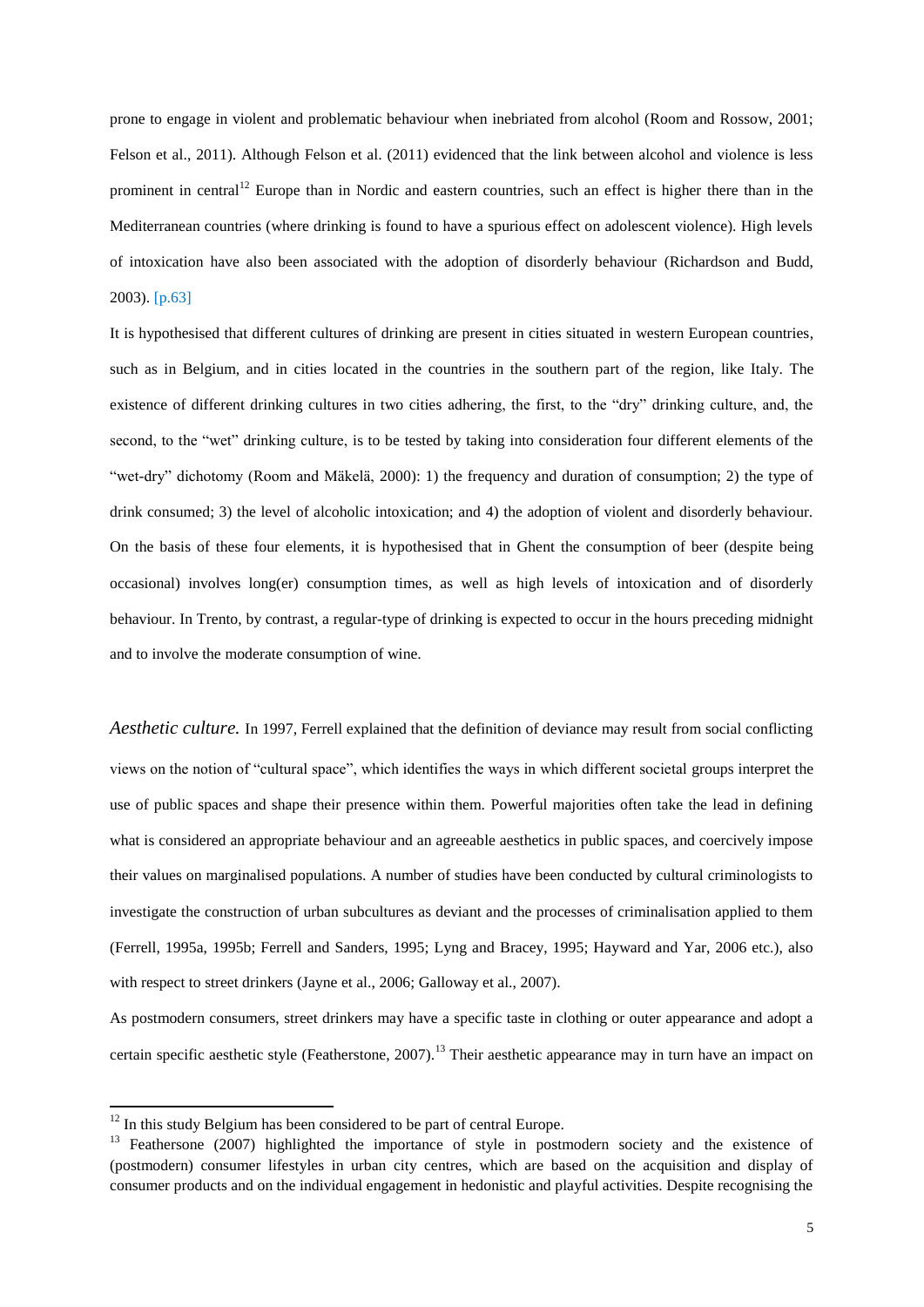prone to engage in violent and problematic behaviour when inebriated from alcohol (Room and Rossow, 2001; Felson et al., 2011). Although Felson et al. (2011) evidenced that the link between alcohol and violence is less prominent in central[12] Europe than in Nordic and eastern countries, such an effect is higher there than in the Mediterranean countries (where drinking is found to have a spurious effect on adolescent violence). High levels of intoxication have also been associated with the adoption of disorderly behaviour (Richardson and Budd, 2003). [p.63]

It is hypothesised that different cultures of drinking are present in cities situated in western European countries, such as in Belgium, and in cities located in the countries in the southern part of the region, like Italy. The existence of different drinking cultures in two cities adhering, the first, to the "dry" drinking culture, and, the second, to the "wet" drinking culture, is to be tested by taking into consideration four different elements of the "wet-dry" dichotomy (Room and Mäkelä, 2000): 1) the frequency and duration of consumption; 2) the type of drink consumed; 3) the level of alcoholic intoxication; and 4) the adoption of violent and disorderly behaviour. On the basis of these four elements, it is hypothesised that in Ghent the consumption of beer (despite being occasional) involves long(er) consumption times, as well as high levels of intoxication and of disorderly behaviour. In Trento, by contrast, a regular-type of drinking is expected to occur in the hours preceding midnight and to involve the moderate consumption of wine.

*Aesthetic culture.* In 1997, Ferrell explained that the definition of deviance may result from social conflicting views on the notion of "cultural space", which identifies the ways in which different societal groups interpret the use of public spaces and shape their presence within them. Powerful majorities often take the lead in defining what is considered an appropriate behaviour and an agreeable aesthetics in public spaces, and coercively impose their values on marginalised populations. A number of studies have been conducted by cultural criminologists to investigate the construction of urban subcultures as deviant and the processes of criminalisation applied to them (Ferrell, 1995a, 1995b; Ferrell and Sanders, 1995; Lyng and Bracey, 1995; Hayward and Yar, 2006 etc.), also with respect to street drinkers (Jayne et al., 2006; Galloway et al., 2007).

As postmodern consumers, street drinkers may have a specific taste in clothing or outer appearance and adopt a certain specific aesthetic style (Featherstone, 2007).[13] Their aesthetic appearance may in turn have an impact on

---

[12] In this study Belgium has been considered to be part of central Europe.

[13] Feathersone (2007) highlighted the importance of style in postmodern society and the existence of (postmodern) consumer lifestyles in urban city centres, which are based on the acquisition and display of consumer products and on the individual engagement in hedonistic and playful activities. Despite recognising the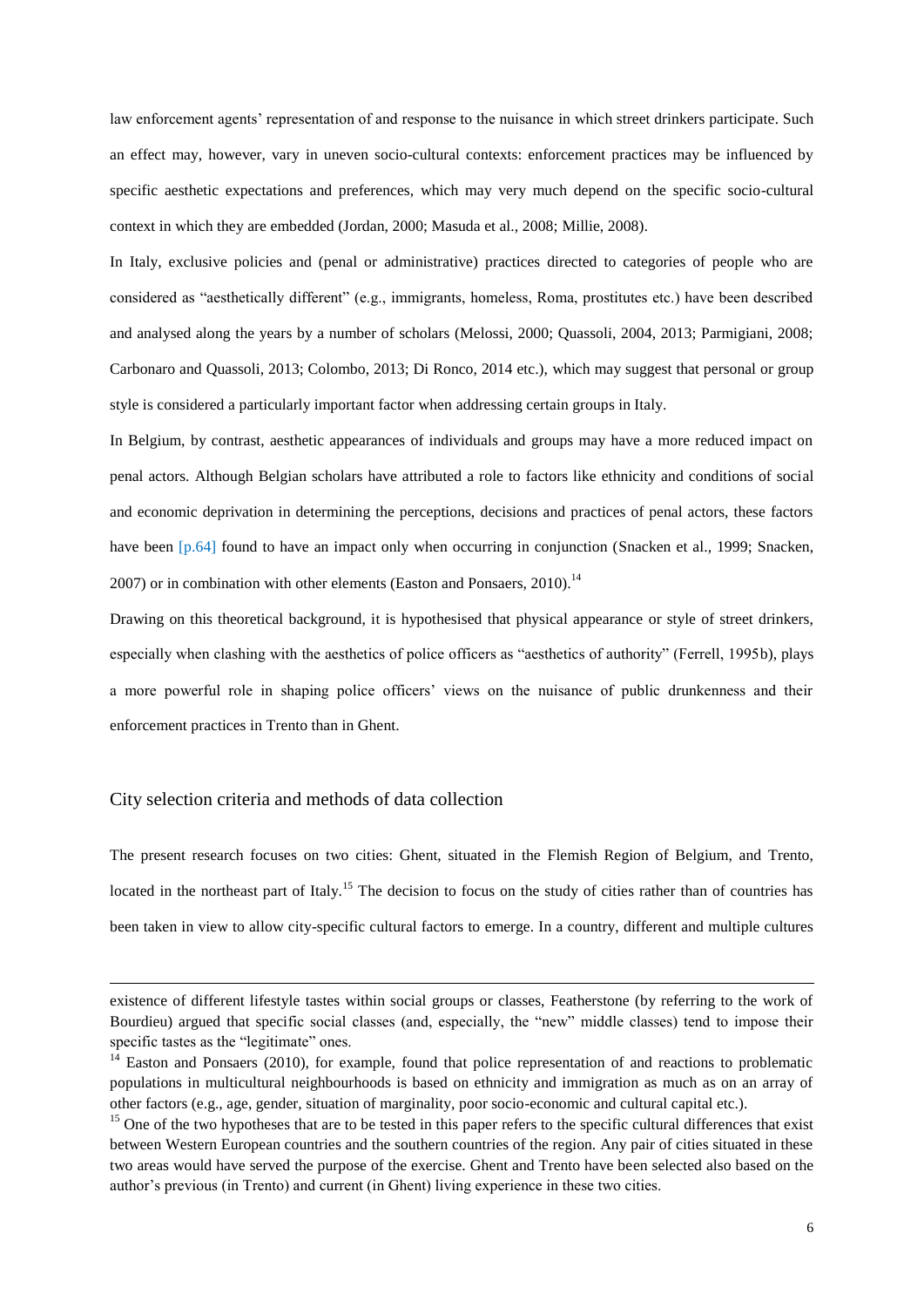law enforcement agents' representation of and response to the nuisance in which street drinkers participate. Such an effect may, however, vary in uneven socio-cultural contexts: enforcement practices may be influenced by specific aesthetic expectations and preferences, which may very much depend on the specific socio-cultural context in which they are embedded (Jordan, 2000; Masuda et al., 2008; Millie, 2008).

In Italy, exclusive policies and (penal or administrative) practices directed to categories of people who are considered as "aesthetically different" (e.g., immigrants, homeless, Roma, prostitutes etc.) have been described and analysed along the years by a number of scholars (Melossi, 2000; Quassoli, 2004, 2013; Parmigiani, 2008; Carbonaro and Quassoli, 2013; Colombo, 2013; Di Ronco, 2014 etc.), which may suggest that personal or group style is considered a particularly important factor when addressing certain groups in Italy.

In Belgium, by contrast, aesthetic appearances of individuals and groups may have a more reduced impact on penal actors. Although Belgian scholars have attributed a role to factors like ethnicity and conditions of social and economic deprivation in determining the perceptions, decisions and practices of penal actors, these factors have been [p.64] found to have an impact only when occurring in conjunction (Snacken et al., 1999; Snacken, 2007) or in combination with other elements (Easton and Ponsaers, 2010).[14]

Drawing on this theoretical background, it is hypothesised that physical appearance or style of street drinkers, especially when clashing with the aesthetics of police officers as "aesthetics of authority" (Ferrell, 1995b), plays a more powerful role in shaping police officers' views on the nuisance of public drunkenness and their enforcement practices in Trento than in Ghent.

## City selection criteria and methods of data collection

The present research focuses on two cities: Ghent, situated in the Flemish Region of Belgium, and Trento, located in the northeast part of Italy.[15] The decision to focus on the study of cities rather than of countries has been taken in view to allow city-specific cultural factors to emerge. In a country, different and multiple cultures

---

existence of different lifestyle tastes within social groups or classes, Featherstone (by referring to the work of Bourdieu) argued that specific social classes (and, especially, the "new" middle classes) tend to impose their specific tastes as the "legitimate" ones.

[14] Easton and Ponsaers (2010), for example, found that police representation of and reactions to problematic populations in multicultural neighbourhoods is based on ethnicity and immigration as much as on an array of other factors (e.g., age, gender, situation of marginality, poor socio-economic and cultural capital etc.).

[15] One of the two hypotheses that are to be tested in this paper refers to the specific cultural differences that exist between Western European countries and the southern countries of the region. Any pair of cities situated in these two areas would have served the purpose of the exercise. Ghent and Trento have been selected also based on the author's previous (in Trento) and current (in Ghent) living experience in these two cities.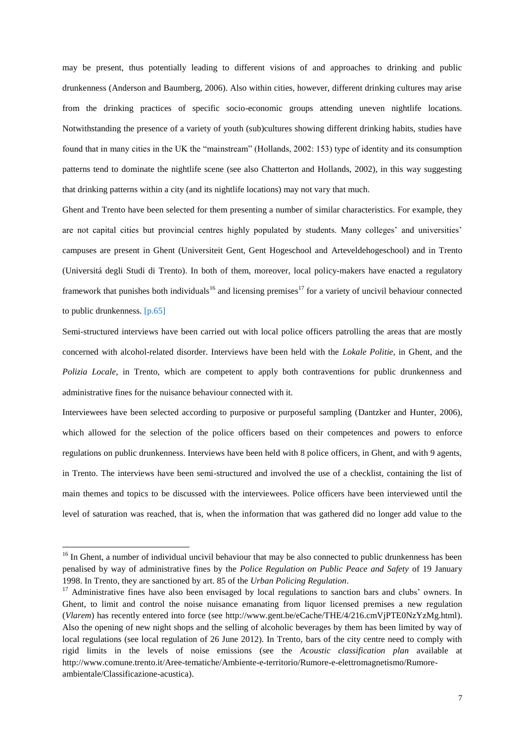may be present, thus potentially leading to different visions of and approaches to drinking and public drunkenness (Anderson and Baumberg, 2006). Also within cities, however, different drinking cultures may arise from the drinking practices of specific socio-economic groups attending uneven nightlife locations. Notwithstanding the presence of a variety of youth (sub)cultures showing different drinking habits, studies have found that in many cities in the UK the "mainstream" (Hollands, 2002: 153) type of identity and its consumption patterns tend to dominate the nightlife scene (see also Chatterton and Hollands, 2002), in this way suggesting that drinking patterns within a city (and its nightlife locations) may not vary that much.

Ghent and Trento have been selected for them presenting a number of similar characteristics. For example, they are not capital cities but provincial centres highly populated by students. Many colleges' and universities' campuses are present in Ghent (Universiteit Gent, Gent Hogeschool and Arteveldehogeschool) and in Trento (Universitá degli Studi di Trento). In both of them, moreover, local policy-makers have enacted a regulatory framework that punishes both individuals[16] and licensing premises[17] for a variety of uncivil behaviour connected to public drunkenness. [p.65]

Semi-structured interviews have been carried out with local police officers patrolling the areas that are mostly concerned with alcohol-related disorder. Interviews have been held with the *Lokale Politie*, in Ghent, and the *Polizia Locale*, in Trento, which are competent to apply both contraventions for public drunkenness and administrative fines for the nuisance behaviour connected with it.

Interviewees have been selected according to purposive or purposeful sampling (Dantzker and Hunter, 2006), which allowed for the selection of the police officers based on their competences and powers to enforce regulations on public drunkenness. Interviews have been held with 8 police officers, in Ghent, and with 9 agents, in Trento. The interviews have been semi-structured and involved the use of a checklist, containing the list of main themes and topics to be discussed with the interviewees. Police officers have been interviewed until the level of saturation was reached, that is, when the information that was gathered did no longer add value to the

---

[16] In Ghent, a number of individual uncivil behaviour that may be also connected to public drunkenness has been penalised by way of administrative fines by the *Police Regulation on Public Peace and Safety* of 19 January 1998. In Trento, they are sanctioned by art. 85 of the *Urban Policing Regulation*.

[17] Administrative fines have also been envisaged by local regulations to sanction bars and clubs' owners. In Ghent, to limit and control the noise nuisance emanating from liquor licensed premises a new regulation (*Vlarem*) has recently entered into force (see http://www.gent.be/eCache/THE/4/216.cmVjPTE0NzYzMg.html). Also the opening of new night shops and the selling of alcoholic beverages by them has been limited by way of local regulations (see local regulation of 26 June 2012). In Trento, bars of the city centre need to comply with rigid limits in the levels of noise emissions (see the *Acoustic classification plan* available at http://www.comune.trento.it/Aree-tematiche/Ambiente-e-territorio/Rumore-e-elettromagnetismo/Rumore-ambientale/Classificazione-acustica).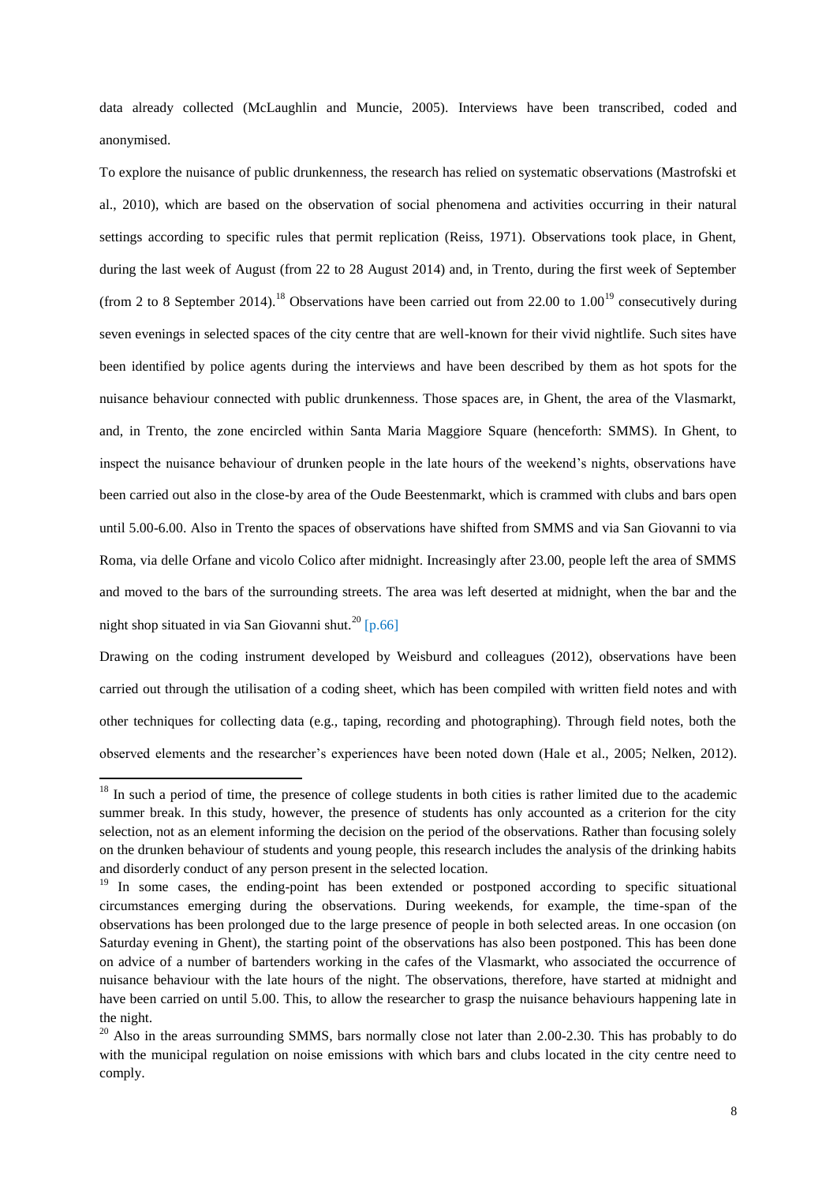data already collected (McLaughlin and Muncie, 2005). Interviews have been transcribed, coded and anonymised.

To explore the nuisance of public drunkenness, the research has relied on systematic observations (Mastrofski et al., 2010), which are based on the observation of social phenomena and activities occurring in their natural settings according to specific rules that permit replication (Reiss, 1971). Observations took place, in Ghent, during the last week of August (from 22 to 28 August 2014) and, in Trento, during the first week of September (from 2 to 8 September 2014).[18] Observations have been carried out from 22.00 to 1.00[19] consecutively during seven evenings in selected spaces of the city centre that are well-known for their vivid nightlife. Such sites have been identified by police agents during the interviews and have been described by them as hot spots for the nuisance behaviour connected with public drunkenness. Those spaces are, in Ghent, the area of the Vlasmarkt, and, in Trento, the zone encircled within Santa Maria Maggiore Square (henceforth: SMMS). In Ghent, to inspect the nuisance behaviour of drunken people in the late hours of the weekend's nights, observations have been carried out also in the close-by area of the Oude Beestenmarkt, which is crammed with clubs and bars open until 5.00-6.00. Also in Trento the spaces of observations have shifted from SMMS and via San Giovanni to via Roma, via delle Orfane and vicolo Colico after midnight. Increasingly after 23.00, people left the area of SMMS and moved to the bars of the surrounding streets. The area was left deserted at midnight, when the bar and the night shop situated in via San Giovanni shut.[20] [p.66]

Drawing on the coding instrument developed by Weisburd and colleagues (2012), observations have been carried out through the utilisation of a coding sheet, which has been compiled with written field notes and with other techniques for collecting data (e.g., taping, recording and photographing). Through field notes, both the observed elements and the researcher's experiences have been noted down (Hale et al., 2005; Nelken, 2012).

---

[18] In such a period of time, the presence of college students in both cities is rather limited due to the academic summer break. In this study, however, the presence of students has only accounted as a criterion for the city selection, not as an element informing the decision on the period of the observations. Rather than focusing solely on the drunken behaviour of students and young people, this research includes the analysis of the drinking habits and disorderly conduct of any person present in the selected location.

[19] In some cases, the ending-point has been extended or postponed according to specific situational circumstances emerging during the observations. During weekends, for example, the time-span of the observations has been prolonged due to the large presence of people in both selected areas. In one occasion (on Saturday evening in Ghent), the starting point of the observations has also been postponed. This has been done on advice of a number of bartenders working in the cafes of the Vlasmarkt, who associated the occurrence of nuisance behaviour with the late hours of the night. The observations, therefore, have started at midnight and have been carried on until 5.00. This, to allow the researcher to grasp the nuisance behaviours happening late in the night.

[20] Also in the areas surrounding SMMS, bars normally close not later than 2.00-2.30. This has probably to do with the municipal regulation on noise emissions with which bars and clubs located in the city centre need to comply.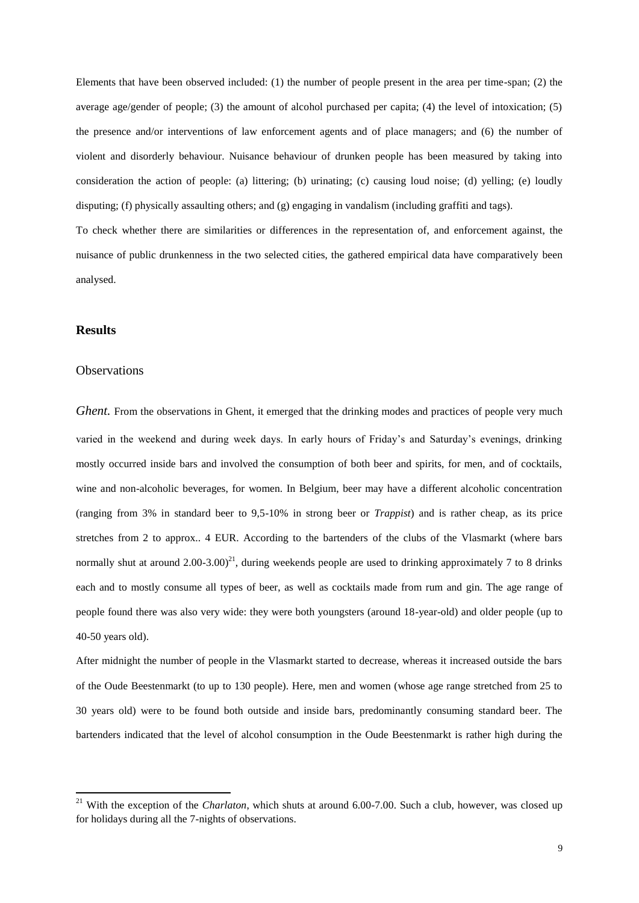Elements that have been observed included: (1) the number of people present in the area per time-span; (2) the average age/gender of people; (3) the amount of alcohol purchased per capita; (4) the level of intoxication; (5) the presence and/or interventions of law enforcement agents and of place managers; and (6) the number of violent and disorderly behaviour. Nuisance behaviour of drunken people has been measured by taking into consideration the action of people: (a) littering; (b) urinating; (c) causing loud noise; (d) yelling; (e) loudly disputing; (f) physically assaulting others; and (g) engaging in vandalism (including graffiti and tags).

To check whether there are similarities or differences in the representation of, and enforcement against, the nuisance of public drunkenness in the two selected cities, the gathered empirical data have comparatively been analysed.

## Results

### Observations

*Ghent.* From the observations in Ghent, it emerged that the drinking modes and practices of people very much varied in the weekend and during week days. In early hours of Friday's and Saturday's evenings, drinking mostly occurred inside bars and involved the consumption of both beer and spirits, for men, and of cocktails, wine and non-alcoholic beverages, for women. In Belgium, beer may have a different alcoholic concentration (ranging from 3% in standard beer to 9,5-10% in strong beer or *Trappist*) and is rather cheap, as its price stretches from 2 to approx.. 4 EUR. According to the bartenders of the clubs of the Vlasmarkt (where bars normally shut at around 2.00-3.00)[21], during weekends people are used to drinking approximately 7 to 8 drinks each and to mostly consume all types of beer, as well as cocktails made from rum and gin. The age range of people found there was also very wide: they were both youngsters (around 18-year-old) and older people (up to 40-50 years old).

After midnight the number of people in the Vlasmarkt started to decrease, whereas it increased outside the bars of the Oude Beestenmarkt (to up to 130 people). Here, men and women (whose age range stretched from 25 to 30 years old) were to be found both outside and inside bars, predominantly consuming standard beer. The bartenders indicated that the level of alcohol consumption in the Oude Beestenmarkt is rather high during the

[21] With the exception of the *Charlaton*, which shuts at around 6.00-7.00. Such a club, however, was closed up for holidays during all the 7-nights of observations.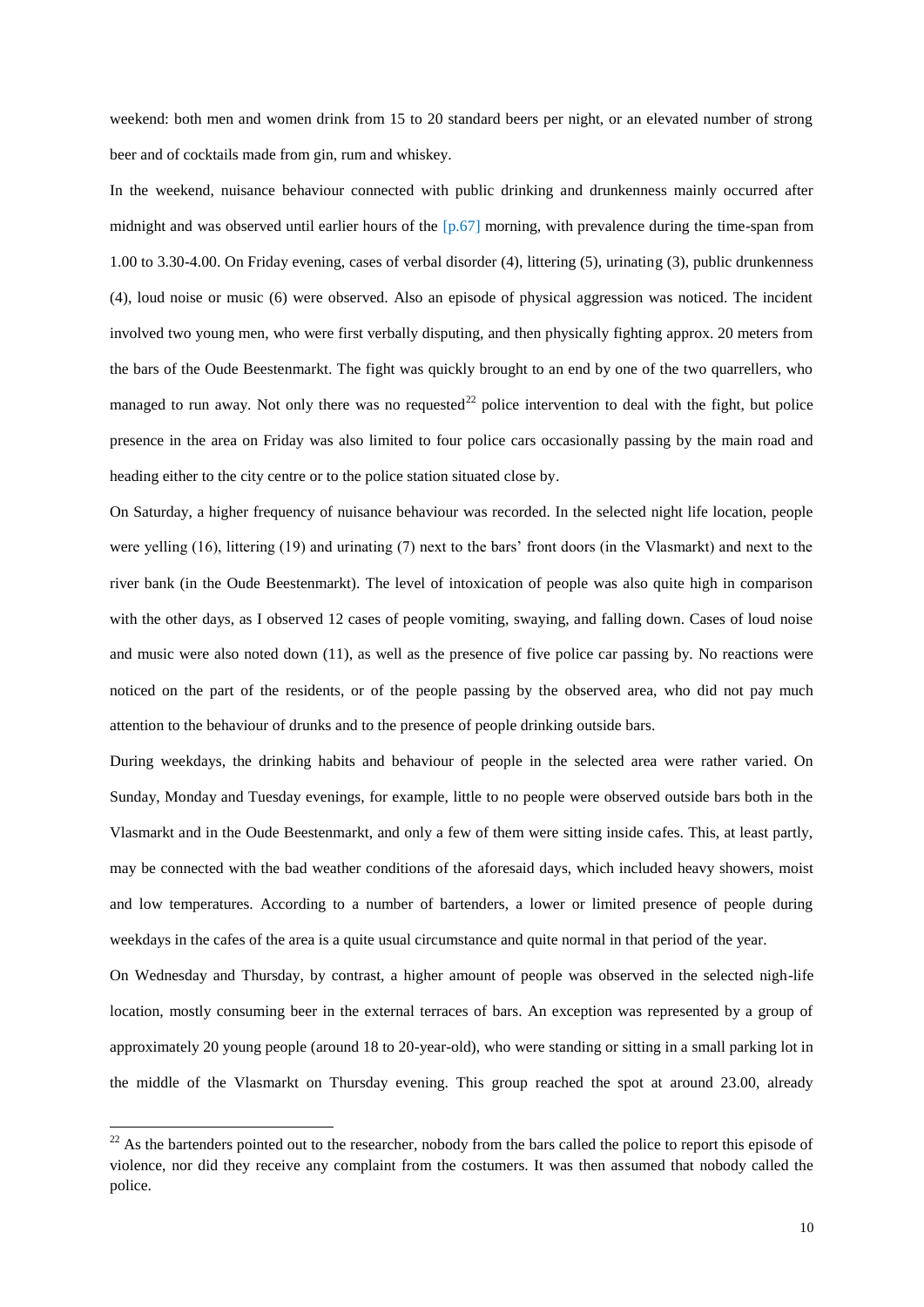weekend: both men and women drink from 15 to 20 standard beers per night, or an elevated number of strong beer and of cocktails made from gin, rum and whiskey.

In the weekend, nuisance behaviour connected with public drinking and drunkenness mainly occurred after midnight and was observed until earlier hours of the [p.67] morning, with prevalence during the time-span from 1.00 to 3.30-4.00. On Friday evening, cases of verbal disorder (4), littering (5), urinating (3), public drunkenness (4), loud noise or music (6) were observed. Also an episode of physical aggression was noticed. The incident involved two young men, who were first verbally disputing, and then physically fighting approx. 20 meters from the bars of the Oude Beestenmarkt. The fight was quickly brought to an end by one of the two quarrellers, who managed to run away. Not only there was no requested[22] police intervention to deal with the fight, but police presence in the area on Friday was also limited to four police cars occasionally passing by the main road and heading either to the city centre or to the police station situated close by.

On Saturday, a higher frequency of nuisance behaviour was recorded. In the selected night life location, people were yelling (16), littering (19) and urinating (7) next to the bars' front doors (in the Vlasmarkt) and next to the river bank (in the Oude Beestenmarkt). The level of intoxication of people was also quite high in comparison with the other days, as I observed 12 cases of people vomiting, swaying, and falling down. Cases of loud noise and music were also noted down (11), as well as the presence of five police car passing by. No reactions were noticed on the part of the residents, or of the people passing by the observed area, who did not pay much attention to the behaviour of drunks and to the presence of people drinking outside bars.

During weekdays, the drinking habits and behaviour of people in the selected area were rather varied. On Sunday, Monday and Tuesday evenings, for example, little to no people were observed outside bars both in the Vlasmarkt and in the Oude Beestenmarkt, and only a few of them were sitting inside cafes. This, at least partly, may be connected with the bad weather conditions of the aforesaid days, which included heavy showers, moist and low temperatures. According to a number of bartenders, a lower or limited presence of people during weekdays in the cafes of the area is a quite usual circumstance and quite normal in that period of the year.

On Wednesday and Thursday, by contrast, a higher amount of people was observed in the selected nigh-life location, mostly consuming beer in the external terraces of bars. An exception was represented by a group of approximately 20 young people (around 18 to 20-year-old), who were standing or sitting in a small parking lot in the middle of the Vlasmarkt on Thursday evening. This group reached the spot at around 23.00, already

---

[22] As the bartenders pointed out to the researcher, nobody from the bars called the police to report this episode of violence, nor did they receive any complaint from the costumers. It was then assumed that nobody called the police.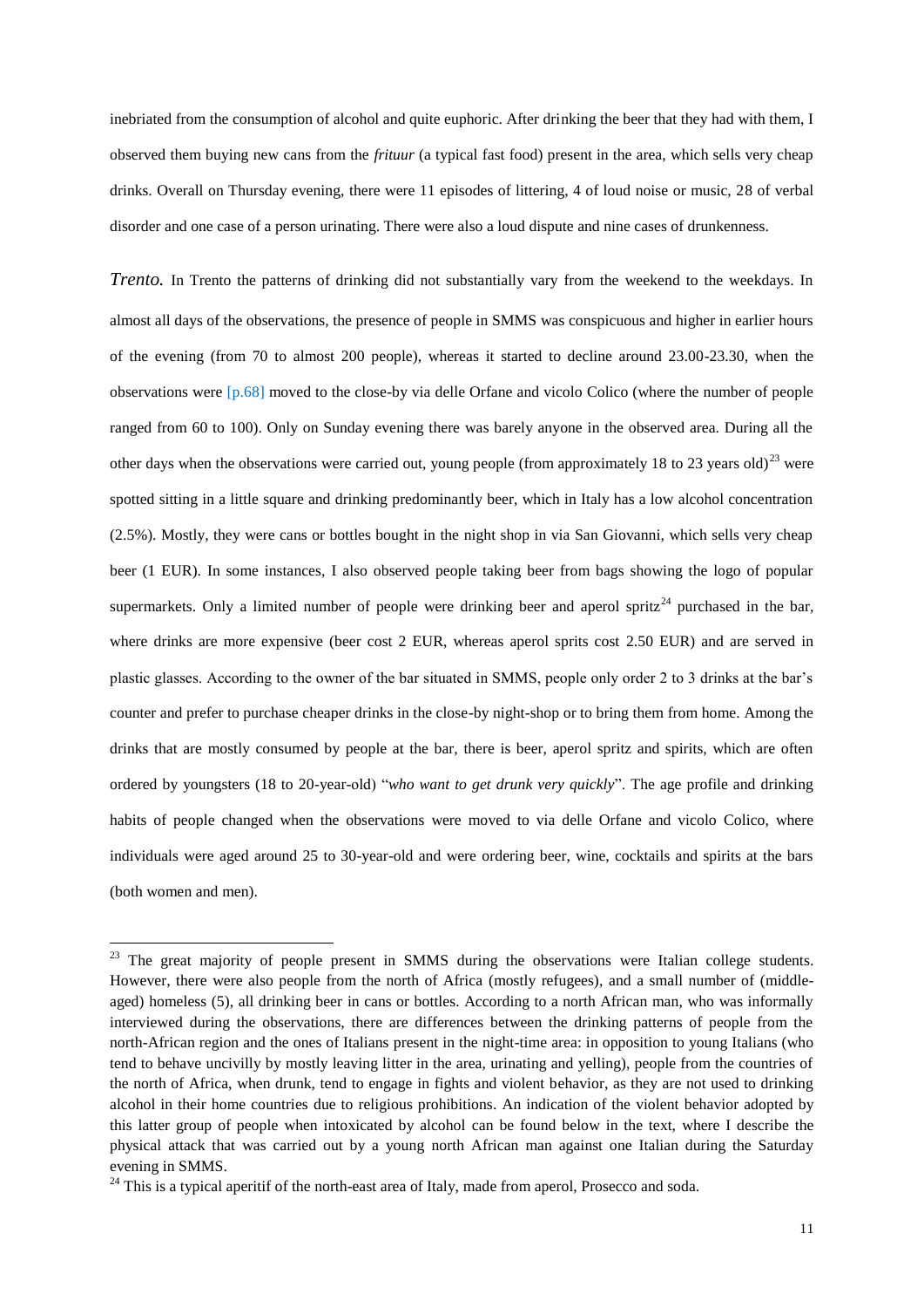inebriated from the consumption of alcohol and quite euphoric. After drinking the beer that they had with them, I observed them buying new cans from the *frituur* (a typical fast food) present in the area, which sells very cheap drinks. Overall on Thursday evening, there were 11 episodes of littering, 4 of loud noise or music, 28 of verbal disorder and one case of a person urinating. There were also a loud dispute and nine cases of drunkenness.

*Trento.* In Trento the patterns of drinking did not substantially vary from the weekend to the weekdays. In almost all days of the observations, the presence of people in SMMS was conspicuous and higher in earlier hours of the evening (from 70 to almost 200 people), whereas it started to decline around 23.00-23.30, when the observations were [p.68] moved to the close-by via delle Orfane and vicolo Colico (where the number of people ranged from 60 to 100). Only on Sunday evening there was barely anyone in the observed area. During all the other days when the observations were carried out, young people (from approximately 18 to 23 years old)[23] were spotted sitting in a little square and drinking predominantly beer, which in Italy has a low alcohol concentration (2.5%). Mostly, they were cans or bottles bought in the night shop in via San Giovanni, which sells very cheap beer (1 EUR). In some instances, I also observed people taking beer from bags showing the logo of popular supermarkets. Only a limited number of people were drinking beer and aperol spritz[24] purchased in the bar, where drinks are more expensive (beer cost 2 EUR, whereas aperol sprits cost 2.50 EUR) and are served in plastic glasses. According to the owner of the bar situated in SMMS, people only order 2 to 3 drinks at the bar's counter and prefer to purchase cheaper drinks in the close-by night-shop or to bring them from home. Among the drinks that are mostly consumed by people at the bar, there is beer, aperol spritz and spirits, which are often ordered by youngsters (18 to 20-year-old) "*who want to get drunk very quickly*". The age profile and drinking habits of people changed when the observations were moved to via delle Orfane and vicolo Colico, where individuals were aged around 25 to 30-year-old and were ordering beer, wine, cocktails and spirits at the bars (both women and men).

---

[23] The great majority of people present in SMMS during the observations were Italian college students. However, there were also people from the north of Africa (mostly refugees), and a small number of (middle-aged) homeless (5), all drinking beer in cans or bottles. According to a north African man, who was informally interviewed during the observations, there are differences between the drinking patterns of people from the north-African region and the ones of Italians present in the night-time area: in opposition to young Italians (who tend to behave uncivilly by mostly leaving litter in the area, urinating and yelling), people from the countries of the north of Africa, when drunk, tend to engage in fights and violent behavior, as they are not used to drinking alcohol in their home countries due to religious prohibitions. An indication of the violent behavior adopted by this latter group of people when intoxicated by alcohol can be found below in the text, where I describe the physical attack that was carried out by a young north African man against one Italian during the Saturday evening in SMMS.

[24] This is a typical aperitif of the north-east area of Italy, made from aperol, Prosecco and soda.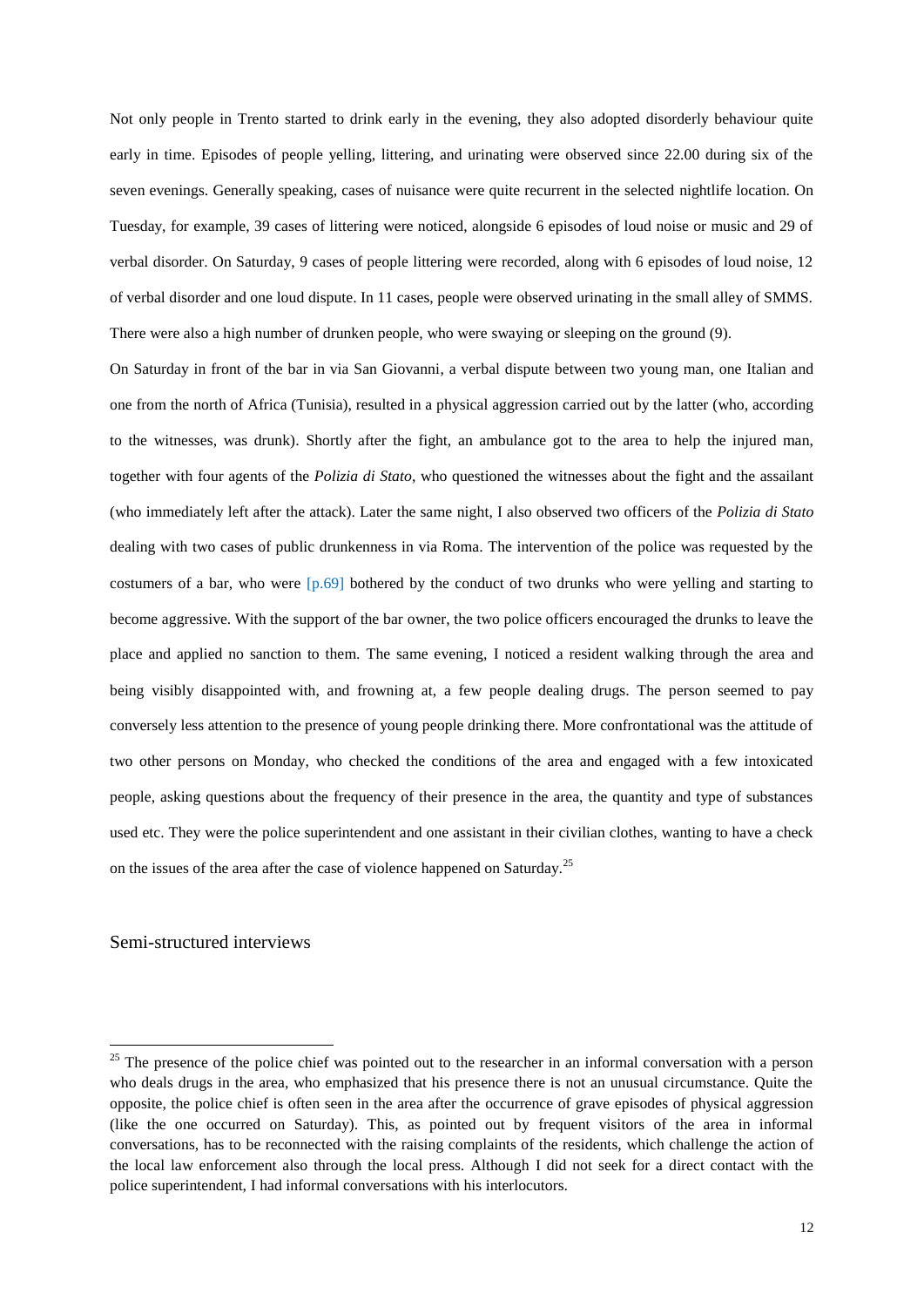Not only people in Trento started to drink early in the evening, they also adopted disorderly behaviour quite early in time. Episodes of people yelling, littering, and urinating were observed since 22.00 during six of the seven evenings. Generally speaking, cases of nuisance were quite recurrent in the selected nightlife location. On Tuesday, for example, 39 cases of littering were noticed, alongside 6 episodes of loud noise or music and 29 of verbal disorder. On Saturday, 9 cases of people littering were recorded, along with 6 episodes of loud noise, 12 of verbal disorder and one loud dispute. In 11 cases, people were observed urinating in the small alley of SMMS. There were also a high number of drunken people, who were swaying or sleeping on the ground (9).

On Saturday in front of the bar in via San Giovanni, a verbal dispute between two young man, one Italian and one from the north of Africa (Tunisia), resulted in a physical aggression carried out by the latter (who, according to the witnesses, was drunk). Shortly after the fight, an ambulance got to the area to help the injured man, together with four agents of the *Polizia di Stato*, who questioned the witnesses about the fight and the assailant (who immediately left after the attack). Later the same night, I also observed two officers of the *Polizia di Stato* dealing with two cases of public drunkenness in via Roma. The intervention of the police was requested by the costumers of a bar, who were [p.69] bothered by the conduct of two drunks who were yelling and starting to become aggressive. With the support of the bar owner, the two police officers encouraged the drunks to leave the place and applied no sanction to them. The same evening, I noticed a resident walking through the area and being visibly disappointed with, and frowning at, a few people dealing drugs. The person seemed to pay conversely less attention to the presence of young people drinking there. More confrontational was the attitude of two other persons on Monday, who checked the conditions of the area and engaged with a few intoxicated people, asking questions about the frequency of their presence in the area, the quantity and type of substances used etc. They were the police superintendent and one assistant in their civilian clothes, wanting to have a check on the issues of the area after the case of violence happened on Saturday.[25]

## Semi-structured interviews

[25] The presence of the police chief was pointed out to the researcher in an informal conversation with a person who deals drugs in the area, who emphasized that his presence there is not an unusual circumstance. Quite the opposite, the police chief is often seen in the area after the occurrence of grave episodes of physical aggression (like the one occurred on Saturday). This, as pointed out by frequent visitors of the area in informal conversations, has to be reconnected with the raising complaints of the residents, which challenge the action of the local law enforcement also through the local press. Although I did not seek for a direct contact with the police superintendent, I had informal conversations with his interlocutors.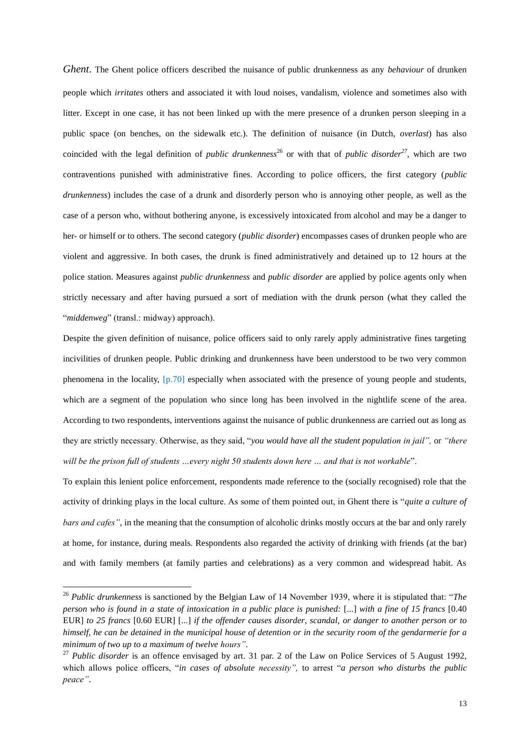*Ghent*. The Ghent police officers described the nuisance of public drunkenness as any *behaviour* of drunken people which *irritates* others and associated it with loud noises, vandalism, violence and sometimes also with litter. Except in one case, it has not been linked up with the mere presence of a drunken person sleeping in a public space (on benches, on the sidewalk etc.). The definition of nuisance (in Dutch, *overlast*) has also coincided with the legal definition of *public drunkenness*[26] or with that of *public disorder*[27], which are two contraventions punished with administrative fines. According to police officers, the first category (*public drunkenness*) includes the case of a drunk and disorderly person who is annoying other people, as well as the case of a person who, without bothering anyone, is excessively intoxicated from alcohol and may be a danger to her- or himself or to others. The second category (*public disorder*) encompasses cases of drunken people who are violent and aggressive. In both cases, the drunk is fined administratively and detained up to 12 hours at the police station. Measures against *public drunkenness* and *public disorder* are applied by police agents only when strictly necessary and after having pursued a sort of mediation with the drunk person (what they called the "*middenweg*" (transl.: midway) approach).

Despite the given definition of nuisance, police officers said to only rarely apply administrative fines targeting incivilities of drunken people. Public drinking and drunkenness have been understood to be two very common phenomena in the locality, [p.70] especially when associated with the presence of young people and students, which are a segment of the population who since long has been involved in the nightlife scene of the area. According to two respondents, interventions against the nuisance of public drunkenness are carried out as long as they are strictly necessary. Otherwise, as they said, "*you would have all the student population in jail",* or *"there will be the prison full of students …every night 50 students down here … and that is not workable*".

To explain this lenient police enforcement, respondents made reference to the (socially recognised) role that the activity of drinking plays in the local culture. As some of them pointed out, in Ghent there is "*quite a culture of bars and cafes"*, in the meaning that the consumption of alcoholic drinks mostly occurs at the bar and only rarely at home, for instance, during meals. Respondents also regarded the activity of drinking with friends (at the bar) and with family members (at family parties and celebrations) as a very common and widespread habit. As

---

[26] *Public drunkenness* is sanctioned by the Belgian Law of 14 November 1939, where it is stipulated that: "*The person who is found in a state of intoxication in a public place is punished:* [...] *with a fine of 15 francs* [0.40 EUR] *to 25 francs* [0.60 EUR] [...] *if the offender causes disorder, scandal, or danger to another person or to himself, he can be detained in the municipal house of detention or in the security room of the gendarmerie for a minimum of two up to a maximum of twelve hours"*.

[27] *Public disorder* is an offence envisaged by art. 31 par. 2 of the Law on Police Services of 5 August 1992, which allows police officers, "*in cases of absolute necessity",* to arrest "*a person who disturbs the public peace"*.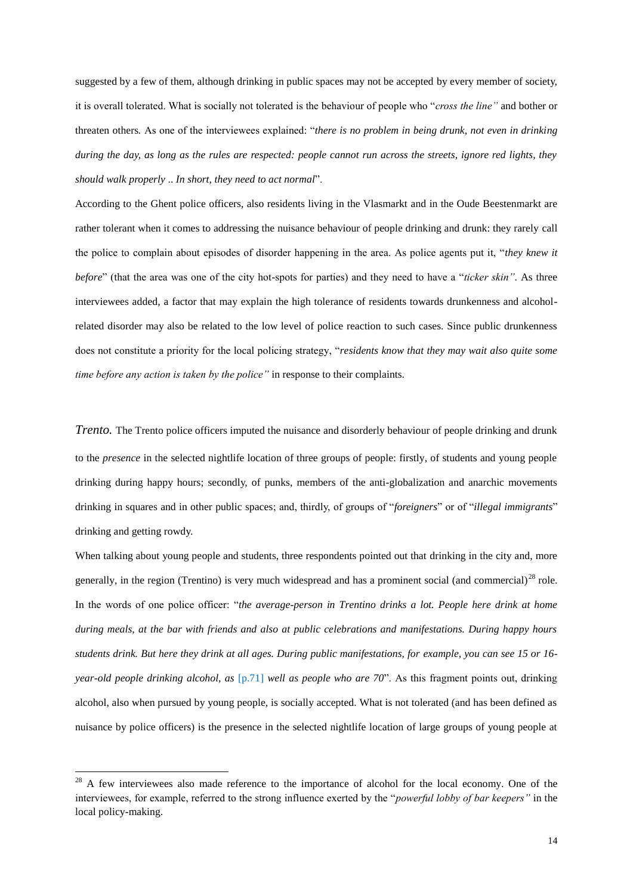suggested by a few of them, although drinking in public spaces may not be accepted by every member of society, it is overall tolerated. What is socially not tolerated is the behaviour of people who "*cross the line"* and bother or threaten others. As one of the interviewees explained: "*there is no problem in being drunk, not even in drinking during the day, as long as the rules are respected: people cannot run across the streets, ignore red lights, they should walk properly .. In short, they need to act normal*".

According to the Ghent police officers, also residents living in the Vlasmarkt and in the Oude Beestenmarkt are rather tolerant when it comes to addressing the nuisance behaviour of people drinking and drunk: they rarely call the police to complain about episodes of disorder happening in the area. As police agents put it, "*they knew it before*" (that the area was one of the city hot-spots for parties) and they need to have a "*ticker skin"*. As three interviewees added, a factor that may explain the high tolerance of residents towards drunkenness and alcohol-related disorder may also be related to the low level of police reaction to such cases. Since public drunkenness does not constitute a priority for the local policing strategy, "*residents know that they may wait also quite some time before any action is taken by the police"* in response to their complaints.

*Trento.* The Trento police officers imputed the nuisance and disorderly behaviour of people drinking and drunk to the *presence* in the selected nightlife location of three groups of people: firstly, of students and young people drinking during happy hours; secondly, of punks, members of the anti-globalization and anarchic movements drinking in squares and in other public spaces; and, thirdly, of groups of "*foreigners*" or of "*illegal immigrants*" drinking and getting rowdy.

When talking about young people and students, three respondents pointed out that drinking in the city and, more generally, in the region (Trentino) is very much widespread and has a prominent social (and commercial)[28] role. In the words of one police officer: "*the average-person in Trentino drinks a lot. People here drink at home during meals, at the bar with friends and also at public celebrations and manifestations. During happy hours students drink. But here they drink at all ages. During public manifestations, for example, you can see 15 or 16-year-old people drinking alcohol, as* [p.71] *well as people who are 70*". As this fragment points out, drinking alcohol, also when pursued by young people, is socially accepted. What is not tolerated (and has been defined as nuisance by police officers) is the presence in the selected nightlife location of large groups of young people at

---

[28] A few interviewees also made reference to the importance of alcohol for the local economy. One of the interviewees, for example, referred to the strong influence exerted by the "*powerful lobby of bar keepers"* in the local policy-making.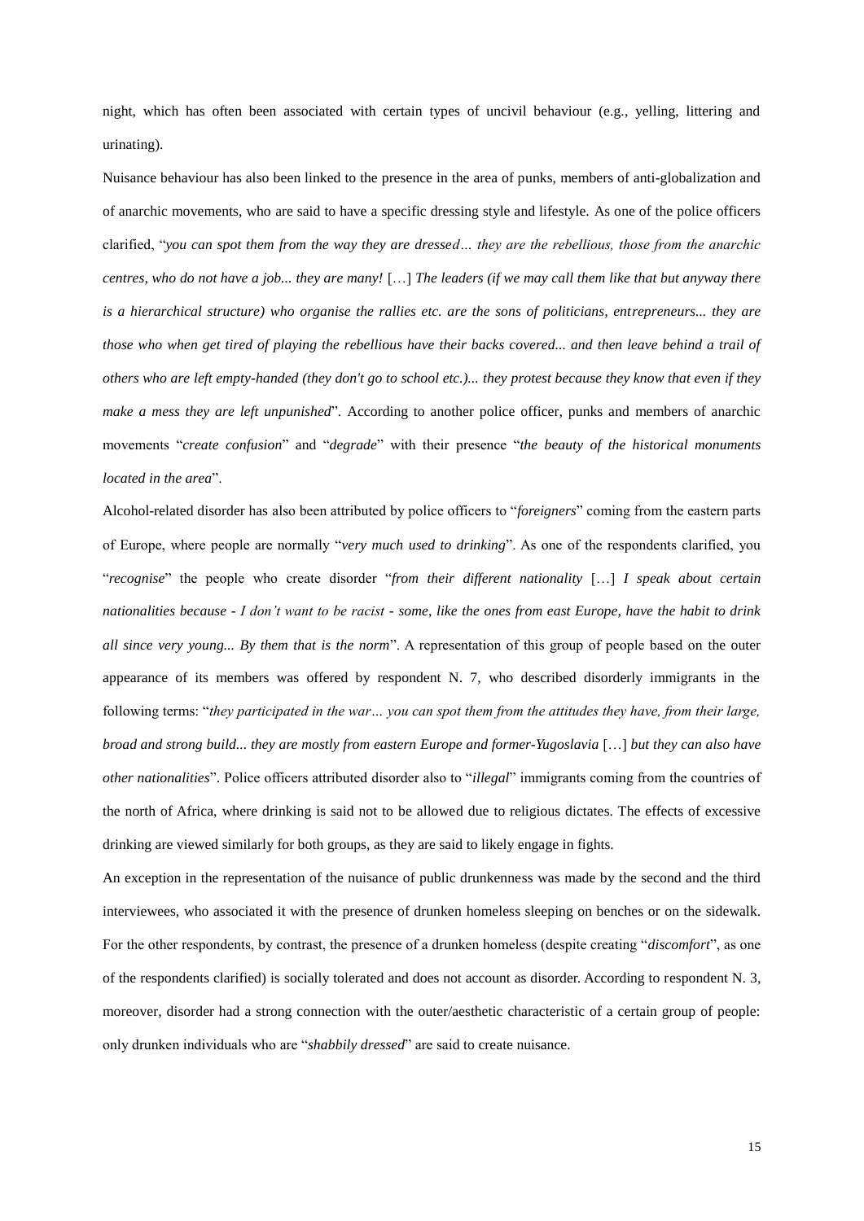night, which has often been associated with certain types of uncivil behaviour (e.g., yelling, littering and urinating).

Nuisance behaviour has also been linked to the presence in the area of punks, members of anti-globalization and of anarchic movements, who are said to have a specific dressing style and lifestyle. As one of the police officers clarified, "*you can spot them from the way they are dressed… they are the rebellious, those from the anarchic centres, who do not have a job... they are many!* […] *The leaders (if we may call them like that but anyway there is a hierarchical structure) who organise the rallies etc. are the sons of politicians, entrepreneurs... they are those who when get tired of playing the rebellious have their backs covered... and then leave behind a trail of others who are left empty-handed (they don't go to school etc.)... they protest because they know that even if they make a mess they are left unpunished*". According to another police officer, punks and members of anarchic movements "*create confusion*" and "*degrade*" with their presence "*the beauty of the historical monuments located in the area*".

Alcohol-related disorder has also been attributed by police officers to "*foreigners*" coming from the eastern parts of Europe, where people are normally "*very much used to drinking*". As one of the respondents clarified, you "*recognise*" the people who create disorder "*from their different nationality* […] *I speak about certain nationalities because - I don't want to be racist - some, like the ones from east Europe, have the habit to drink all since very young... By them that is the norm*". A representation of this group of people based on the outer appearance of its members was offered by respondent N. 7, who described disorderly immigrants in the following terms: "*they participated in the war… you can spot them from the attitudes they have, from their large, broad and strong build... they are mostly from eastern Europe and former-Yugoslavia* […] *but they can also have other nationalities*". Police officers attributed disorder also to "*illegal*" immigrants coming from the countries of the north of Africa, where drinking is said not to be allowed due to religious dictates. The effects of excessive drinking are viewed similarly for both groups, as they are said to likely engage in fights.

An exception in the representation of the nuisance of public drunkenness was made by the second and the third interviewees, who associated it with the presence of drunken homeless sleeping on benches or on the sidewalk. For the other respondents, by contrast, the presence of a drunken homeless (despite creating "*discomfort*", as one of the respondents clarified) is socially tolerated and does not account as disorder. According to respondent N. 3, moreover, disorder had a strong connection with the outer/aesthetic characteristic of a certain group of people: only drunken individuals who are "*shabbily dressed*" are said to create nuisance.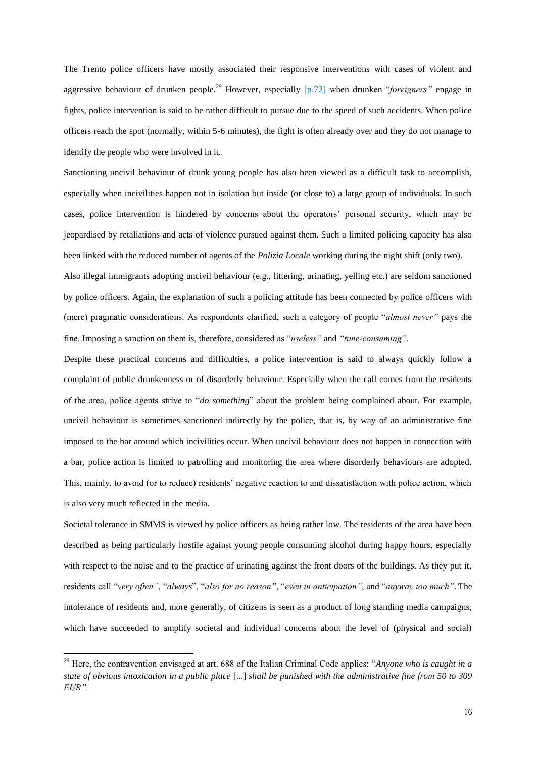The Trento police officers have mostly associated their responsive interventions with cases of violent and aggressive behaviour of drunken people.[29] However, especially [p.72] when drunken "*foreigners"* engage in fights, police intervention is said to be rather difficult to pursue due to the speed of such accidents. When police officers reach the spot (normally, within 5-6 minutes), the fight is often already over and they do not manage to identify the people who were involved in it.

Sanctioning uncivil behaviour of drunk young people has also been viewed as a difficult task to accomplish, especially when incivilities happen not in isolation but inside (or close to) a large group of individuals. In such cases, police intervention is hindered by concerns about the operators' personal security, which may be jeopardised by retaliations and acts of violence pursued against them. Such a limited policing capacity has also been linked with the reduced number of agents of the *Polizia Locale* working during the night shift (only two).

Also illegal immigrants adopting uncivil behaviour (e.g., littering, urinating, yelling etc.) are seldom sanctioned by police officers. Again, the explanation of such a policing attitude has been connected by police officers with (mere) pragmatic considerations. As respondents clarified, such a category of people "*almost never"* pays the fine. Imposing a sanction on them is, therefore, considered as "*useless"* and *"time-consuming"*.

Despite these practical concerns and difficulties, a police intervention is said to always quickly follow a complaint of public drunkenness or of disorderly behaviour. Especially when the call comes from the residents of the area, police agents strive to "*do something*" about the problem being complained about. For example, uncivil behaviour is sometimes sanctioned indirectly by the police, that is, by way of an administrative fine imposed to the bar around which incivilities occur. When uncivil behaviour does not happen in connection with a bar, police action is limited to patrolling and monitoring the area where disorderly behaviours are adopted. This, mainly, to avoid (or to reduce) residents' negative reaction to and dissatisfaction with police action, which is also very much reflected in the media.

Societal tolerance in SMMS is viewed by police officers as being rather low. The residents of the area have been described as being particularly hostile against young people consuming alcohol during happy hours, especially with respect to the noise and to the practice of urinating against the front doors of the buildings. As they put it, residents call "*very often"*, "*always*", "*also for no reason"*, "*even in anticipation"*, and "*anyway too much"*. The intolerance of residents and, more generally, of citizens is seen as a product of long standing media campaigns, which have succeeded to amplify societal and individual concerns about the level of (physical and social)

[29] Here, the contravention envisaged at art. 688 of the Italian Criminal Code applies: "*Anyone who is caught in a state of obvious intoxication in a public place* [...] *shall be punished with the administrative fine from 50 to 309 EUR".*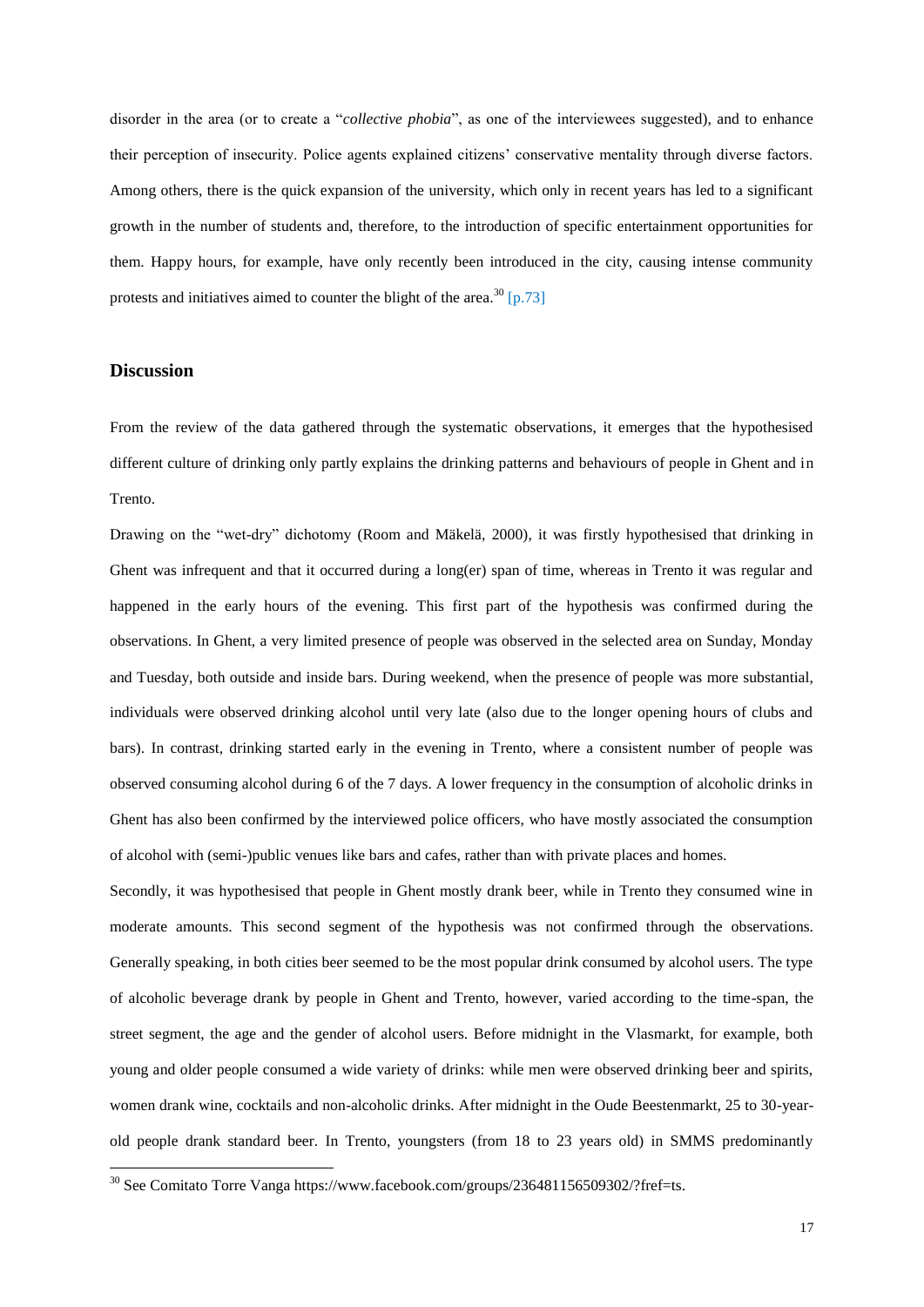disorder in the area (or to create a "*collective phobia*", as one of the interviewees suggested), and to enhance their perception of insecurity. Police agents explained citizens' conservative mentality through diverse factors. Among others, there is the quick expansion of the university, which only in recent years has led to a significant growth in the number of students and, therefore, to the introduction of specific entertainment opportunities for them. Happy hours, for example, have only recently been introduced in the city, causing intense community protests and initiatives aimed to counter the blight of the area.[30] [p.73]

## Discussion

From the review of the data gathered through the systematic observations, it emerges that the hypothesised different culture of drinking only partly explains the drinking patterns and behaviours of people in Ghent and in Trento.

Drawing on the "wet-dry" dichotomy (Room and Mäkelä, 2000), it was firstly hypothesised that drinking in Ghent was infrequent and that it occurred during a long(er) span of time, whereas in Trento it was regular and happened in the early hours of the evening. This first part of the hypothesis was confirmed during the observations. In Ghent, a very limited presence of people was observed in the selected area on Sunday, Monday and Tuesday, both outside and inside bars. During weekend, when the presence of people was more substantial, individuals were observed drinking alcohol until very late (also due to the longer opening hours of clubs and bars). In contrast, drinking started early in the evening in Trento, where a consistent number of people was observed consuming alcohol during 6 of the 7 days. A lower frequency in the consumption of alcoholic drinks in Ghent has also been confirmed by the interviewed police officers, who have mostly associated the consumption of alcohol with (semi-)public venues like bars and cafes, rather than with private places and homes.

Secondly, it was hypothesised that people in Ghent mostly drank beer, while in Trento they consumed wine in moderate amounts. This second segment of the hypothesis was not confirmed through the observations. Generally speaking, in both cities beer seemed to be the most popular drink consumed by alcohol users. The type of alcoholic beverage drank by people in Ghent and Trento, however, varied according to the time-span, the street segment, the age and the gender of alcohol users. Before midnight in the Vlasmarkt, for example, both young and older people consumed a wide variety of drinks: while men were observed drinking beer and spirits, women drank wine, cocktails and non-alcoholic drinks. After midnight in the Oude Beestenmarkt, 25 to 30-year-old people drank standard beer. In Trento, youngsters (from 18 to 23 years old) in SMMS predominantly

[30] See Comitato Torre Vanga https://www.facebook.com/groups/236481156509302/?fref=ts.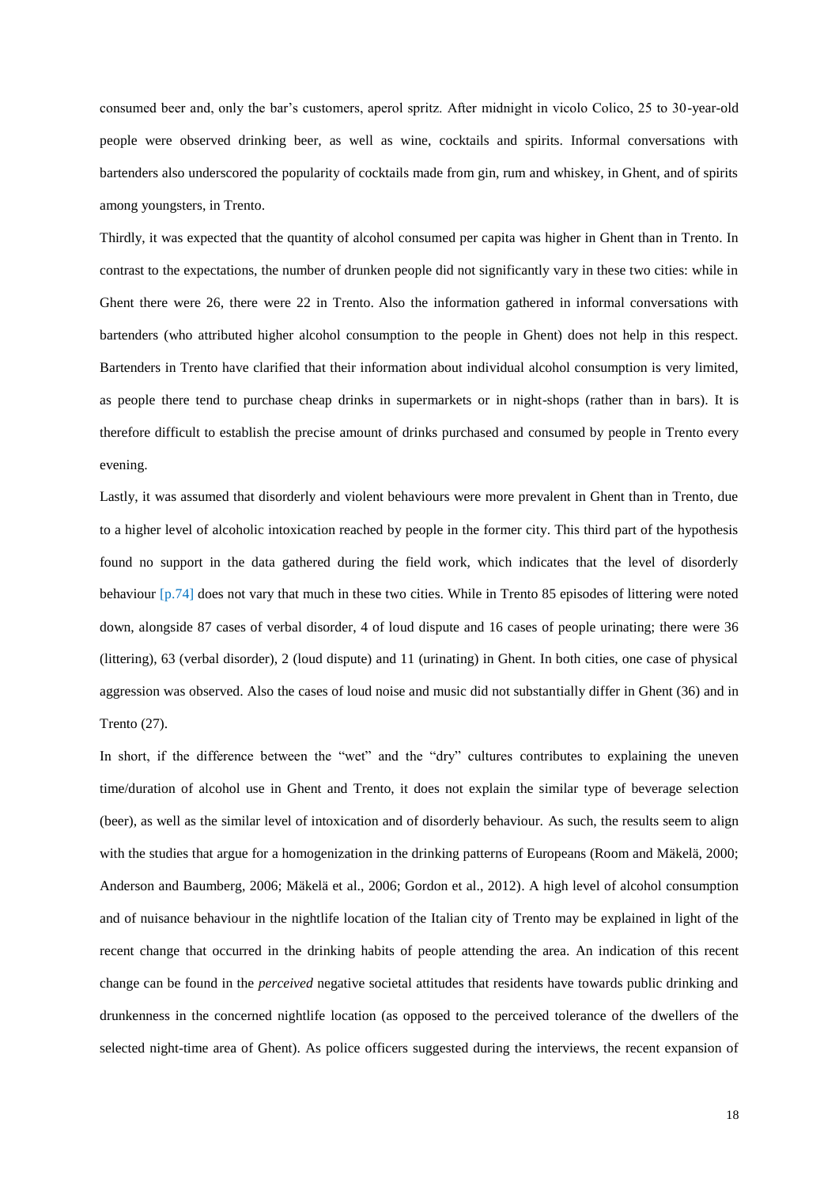consumed beer and, only the bar's customers, aperol spritz. After midnight in vicolo Colico, 25 to 30-year-old people were observed drinking beer, as well as wine, cocktails and spirits. Informal conversations with bartenders also underscored the popularity of cocktails made from gin, rum and whiskey, in Ghent, and of spirits among youngsters, in Trento.

Thirdly, it was expected that the quantity of alcohol consumed per capita was higher in Ghent than in Trento. In contrast to the expectations, the number of drunken people did not significantly vary in these two cities: while in Ghent there were 26, there were 22 in Trento. Also the information gathered in informal conversations with bartenders (who attributed higher alcohol consumption to the people in Ghent) does not help in this respect. Bartenders in Trento have clarified that their information about individual alcohol consumption is very limited, as people there tend to purchase cheap drinks in supermarkets or in night-shops (rather than in bars). It is therefore difficult to establish the precise amount of drinks purchased and consumed by people in Trento every evening.

Lastly, it was assumed that disorderly and violent behaviours were more prevalent in Ghent than in Trento, due to a higher level of alcoholic intoxication reached by people in the former city. This third part of the hypothesis found no support in the data gathered during the field work, which indicates that the level of disorderly behaviour [p.74] does not vary that much in these two cities. While in Trento 85 episodes of littering were noted down, alongside 87 cases of verbal disorder, 4 of loud dispute and 16 cases of people urinating; there were 36 (littering), 63 (verbal disorder), 2 (loud dispute) and 11 (urinating) in Ghent. In both cities, one case of physical aggression was observed. Also the cases of loud noise and music did not substantially differ in Ghent (36) and in Trento (27).

In short, if the difference between the "wet" and the "dry" cultures contributes to explaining the uneven time/duration of alcohol use in Ghent and Trento, it does not explain the similar type of beverage selection (beer), as well as the similar level of intoxication and of disorderly behaviour. As such, the results seem to align with the studies that argue for a homogenization in the drinking patterns of Europeans (Room and Mäkelä, 2000; Anderson and Baumberg, 2006; Mäkelä et al., 2006; Gordon et al., 2012). A high level of alcohol consumption and of nuisance behaviour in the nightlife location of the Italian city of Trento may be explained in light of the recent change that occurred in the drinking habits of people attending the area. An indication of this recent change can be found in the *perceived* negative societal attitudes that residents have towards public drinking and drunkenness in the concerned nightlife location (as opposed to the perceived tolerance of the dwellers of the selected night-time area of Ghent). As police officers suggested during the interviews, the recent expansion of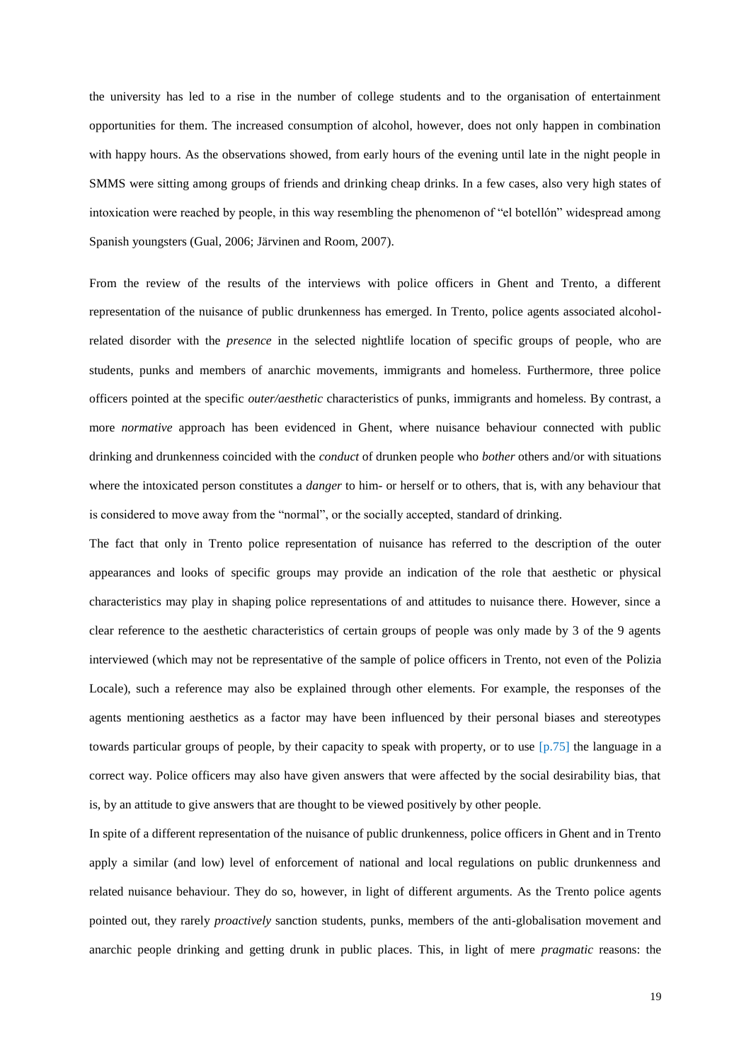the university has led to a rise in the number of college students and to the organisation of entertainment opportunities for them. The increased consumption of alcohol, however, does not only happen in combination with happy hours. As the observations showed, from early hours of the evening until late in the night people in SMMS were sitting among groups of friends and drinking cheap drinks. In a few cases, also very high states of intoxication were reached by people, in this way resembling the phenomenon of "el botellón" widespread among Spanish youngsters (Gual, 2006; Järvinen and Room, 2007).

From the review of the results of the interviews with police officers in Ghent and Trento, a different representation of the nuisance of public drunkenness has emerged. In Trento, police agents associated alcohol-related disorder with the *presence* in the selected nightlife location of specific groups of people, who are students, punks and members of anarchic movements, immigrants and homeless. Furthermore, three police officers pointed at the specific *outer/aesthetic* characteristics of punks, immigrants and homeless. By contrast, a more *normative* approach has been evidenced in Ghent, where nuisance behaviour connected with public drinking and drunkenness coincided with the *conduct* of drunken people who *bother* others and/or with situations where the intoxicated person constitutes a *danger* to him- or herself or to others, that is, with any behaviour that is considered to move away from the "normal", or the socially accepted, standard of drinking.

The fact that only in Trento police representation of nuisance has referred to the description of the outer appearances and looks of specific groups may provide an indication of the role that aesthetic or physical characteristics may play in shaping police representations of and attitudes to nuisance there. However, since a clear reference to the aesthetic characteristics of certain groups of people was only made by 3 of the 9 agents interviewed (which may not be representative of the sample of police officers in Trento, not even of the Polizia Locale), such a reference may also be explained through other elements. For example, the responses of the agents mentioning aesthetics as a factor may have been influenced by their personal biases and stereotypes towards particular groups of people, by their capacity to speak with property, or to use [p.75] the language in a correct way. Police officers may also have given answers that were affected by the social desirability bias, that is, by an attitude to give answers that are thought to be viewed positively by other people.

In spite of a different representation of the nuisance of public drunkenness, police officers in Ghent and in Trento apply a similar (and low) level of enforcement of national and local regulations on public drunkenness and related nuisance behaviour. They do so, however, in light of different arguments. As the Trento police agents pointed out, they rarely *proactively* sanction students, punks, members of the anti-globalisation movement and anarchic people drinking and getting drunk in public places. This, in light of mere *pragmatic* reasons: the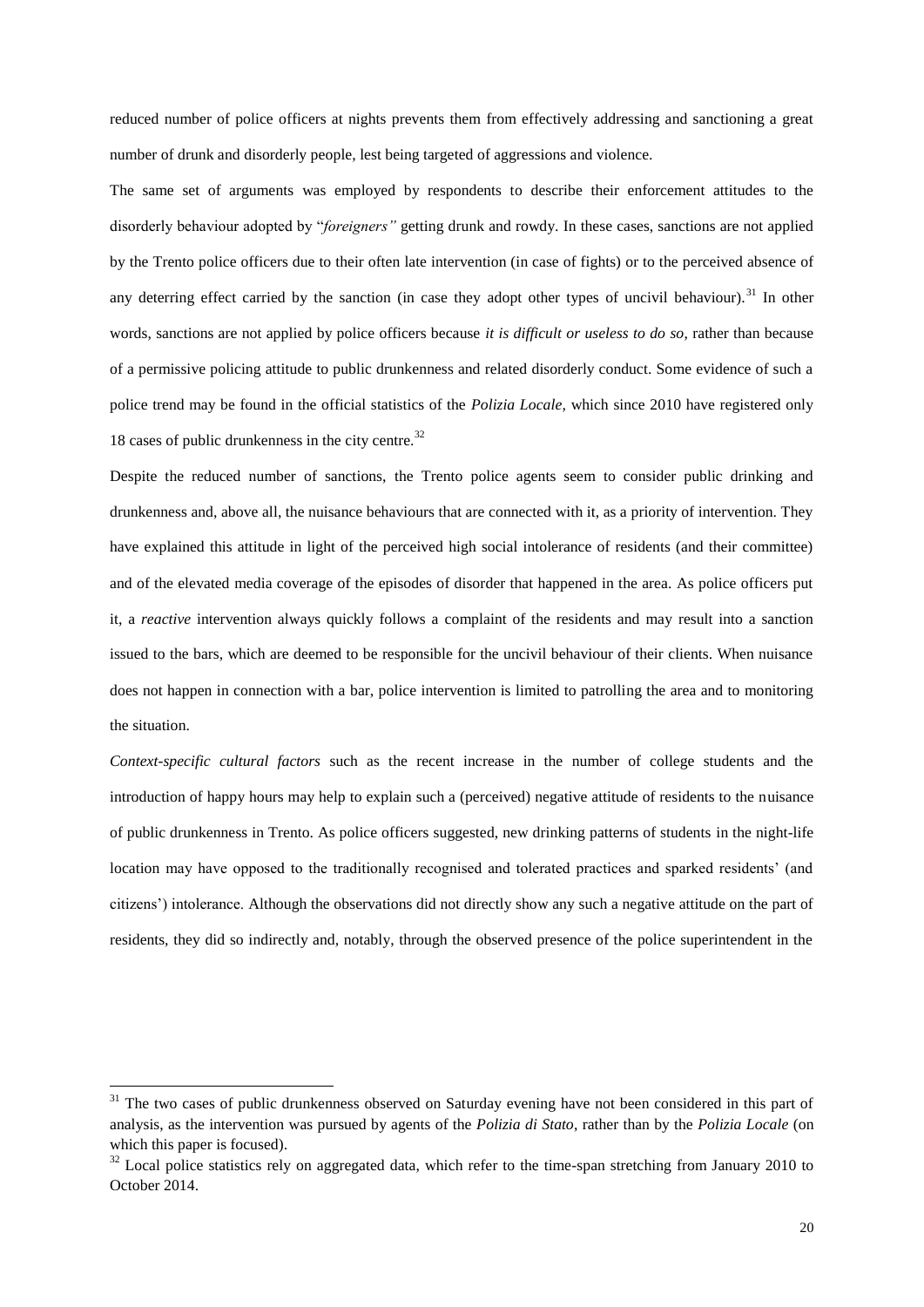reduced number of police officers at nights prevents them from effectively addressing and sanctioning a great number of drunk and disorderly people, lest being targeted of aggressions and violence.

The same set of arguments was employed by respondents to describe their enforcement attitudes to the disorderly behaviour adopted by "*foreigners"* getting drunk and rowdy. In these cases, sanctions are not applied by the Trento police officers due to their often late intervention (in case of fights) or to the perceived absence of any deterring effect carried by the sanction (in case they adopt other types of uncivil behaviour).[31] In other words, sanctions are not applied by police officers because *it is difficult or useless to do so*, rather than because of a permissive policing attitude to public drunkenness and related disorderly conduct. Some evidence of such a police trend may be found in the official statistics of the *Polizia Locale*, which since 2010 have registered only 18 cases of public drunkenness in the city centre.[32]

Despite the reduced number of sanctions, the Trento police agents seem to consider public drinking and drunkenness and, above all, the nuisance behaviours that are connected with it, as a priority of intervention. They have explained this attitude in light of the perceived high social intolerance of residents (and their committee) and of the elevated media coverage of the episodes of disorder that happened in the area. As police officers put it, a *reactive* intervention always quickly follows a complaint of the residents and may result into a sanction issued to the bars, which are deemed to be responsible for the uncivil behaviour of their clients. When nuisance does not happen in connection with a bar, police intervention is limited to patrolling the area and to monitoring the situation.

*Context-specific cultural factors* such as the recent increase in the number of college students and the introduction of happy hours may help to explain such a (perceived) negative attitude of residents to the nuisance of public drunkenness in Trento. As police officers suggested, new drinking patterns of students in the night-life location may have opposed to the traditionally recognised and tolerated practices and sparked residents' (and citizens') intolerance. Although the observations did not directly show any such a negative attitude on the part of residents, they did so indirectly and, notably, through the observed presence of the police superintendent in the

---

[31] The two cases of public drunkenness observed on Saturday evening have not been considered in this part of analysis, as the intervention was pursued by agents of the *Polizia di Stato*, rather than by the *Polizia Locale* (on which this paper is focused).

[32] Local police statistics rely on aggregated data, which refer to the time-span stretching from January 2010 to October 2014.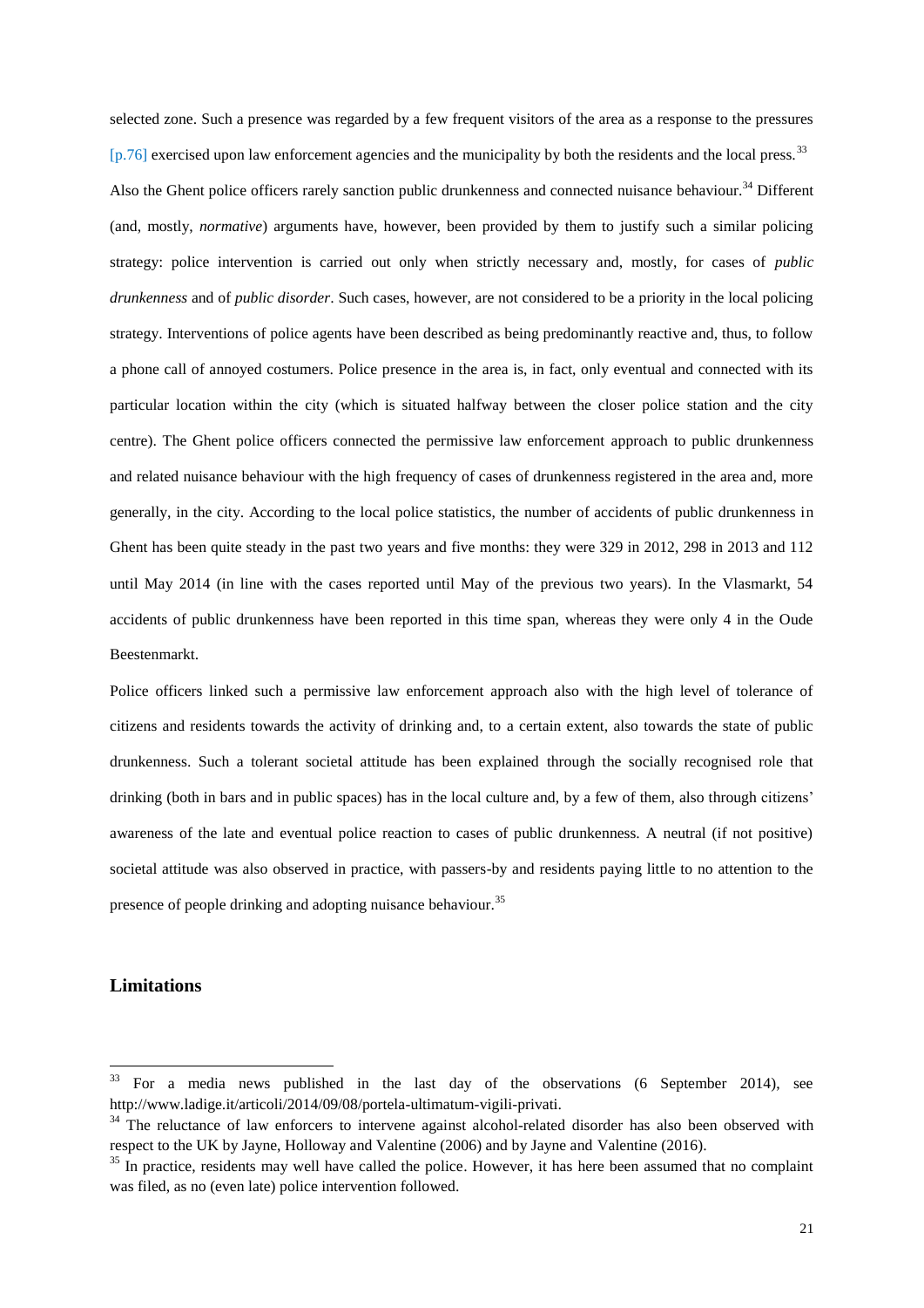selected zone. Such a presence was regarded by a few frequent visitors of the area as a response to the pressures [p.76] exercised upon law enforcement agencies and the municipality by both the residents and the local press.[33]

Also the Ghent police officers rarely sanction public drunkenness and connected nuisance behaviour.[34] Different (and, mostly, *normative*) arguments have, however, been provided by them to justify such a similar policing strategy: police intervention is carried out only when strictly necessary and, mostly, for cases of *public drunkenness* and of *public disorder*. Such cases, however, are not considered to be a priority in the local policing strategy. Interventions of police agents have been described as being predominantly reactive and, thus, to follow a phone call of annoyed costumers. Police presence in the area is, in fact, only eventual and connected with its particular location within the city (which is situated halfway between the closer police station and the city centre). The Ghent police officers connected the permissive law enforcement approach to public drunkenness and related nuisance behaviour with the high frequency of cases of drunkenness registered in the area and, more generally, in the city. According to the local police statistics, the number of accidents of public drunkenness in Ghent has been quite steady in the past two years and five months: they were 329 in 2012, 298 in 2013 and 112 until May 2014 (in line with the cases reported until May of the previous two years). In the Vlasmarkt, 54 accidents of public drunkenness have been reported in this time span, whereas they were only 4 in the Oude Beestenmarkt.

Police officers linked such a permissive law enforcement approach also with the high level of tolerance of citizens and residents towards the activity of drinking and, to a certain extent, also towards the state of public drunkenness. Such a tolerant societal attitude has been explained through the socially recognised role that drinking (both in bars and in public spaces) has in the local culture and, by a few of them, also through citizens' awareness of the late and eventual police reaction to cases of public drunkenness. A neutral (if not positive) societal attitude was also observed in practice, with passers-by and residents paying little to no attention to the presence of people drinking and adopting nuisance behaviour.[35]

## Limitations

[33] For a media news published in the last day of the observations (6 September 2014), see http://www.ladige.it/articoli/2014/09/08/portela-ultimatum-vigili-privati.

[34] The reluctance of law enforcers to intervene against alcohol-related disorder has also been observed with respect to the UK by Jayne, Holloway and Valentine (2006) and by Jayne and Valentine (2016).

[35] In practice, residents may well have called the police. However, it has here been assumed that no complaint was filed, as no (even late) police intervention followed.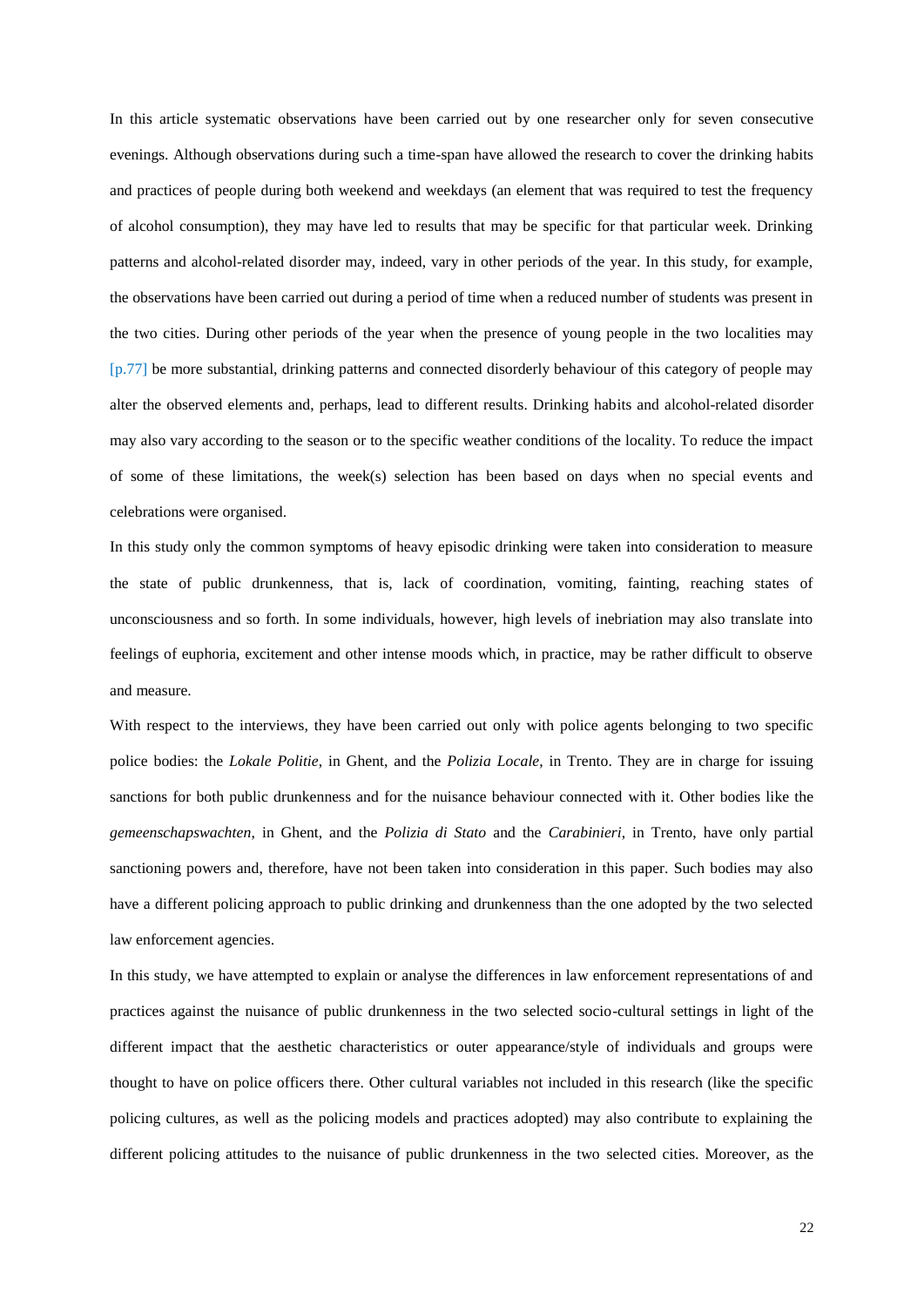In this article systematic observations have been carried out by one researcher only for seven consecutive evenings. Although observations during such a time-span have allowed the research to cover the drinking habits and practices of people during both weekend and weekdays (an element that was required to test the frequency of alcohol consumption), they may have led to results that may be specific for that particular week. Drinking patterns and alcohol-related disorder may, indeed, vary in other periods of the year. In this study, for example, the observations have been carried out during a period of time when a reduced number of students was present in the two cities. During other periods of the year when the presence of young people in the two localities may [p.77] be more substantial, drinking patterns and connected disorderly behaviour of this category of people may alter the observed elements and, perhaps, lead to different results. Drinking habits and alcohol-related disorder may also vary according to the season or to the specific weather conditions of the locality. To reduce the impact of some of these limitations, the week(s) selection has been based on days when no special events and celebrations were organised.

In this study only the common symptoms of heavy episodic drinking were taken into consideration to measure the state of public drunkenness, that is, lack of coordination, vomiting, fainting, reaching states of unconsciousness and so forth. In some individuals, however, high levels of inebriation may also translate into feelings of euphoria, excitement and other intense moods which, in practice, may be rather difficult to observe and measure.

With respect to the interviews, they have been carried out only with police agents belonging to two specific police bodies: the *Lokale Politie*, in Ghent, and the *Polizia Locale*, in Trento. They are in charge for issuing sanctions for both public drunkenness and for the nuisance behaviour connected with it. Other bodies like the *gemeenschapswachten*, in Ghent, and the *Polizia di Stato* and the *Carabinieri*, in Trento, have only partial sanctioning powers and, therefore, have not been taken into consideration in this paper. Such bodies may also have a different policing approach to public drinking and drunkenness than the one adopted by the two selected law enforcement agencies.

In this study, we have attempted to explain or analyse the differences in law enforcement representations of and practices against the nuisance of public drunkenness in the two selected socio-cultural settings in light of the different impact that the aesthetic characteristics or outer appearance/style of individuals and groups were thought to have on police officers there. Other cultural variables not included in this research (like the specific policing cultures, as well as the policing models and practices adopted) may also contribute to explaining the different policing attitudes to the nuisance of public drunkenness in the two selected cities. Moreover, as the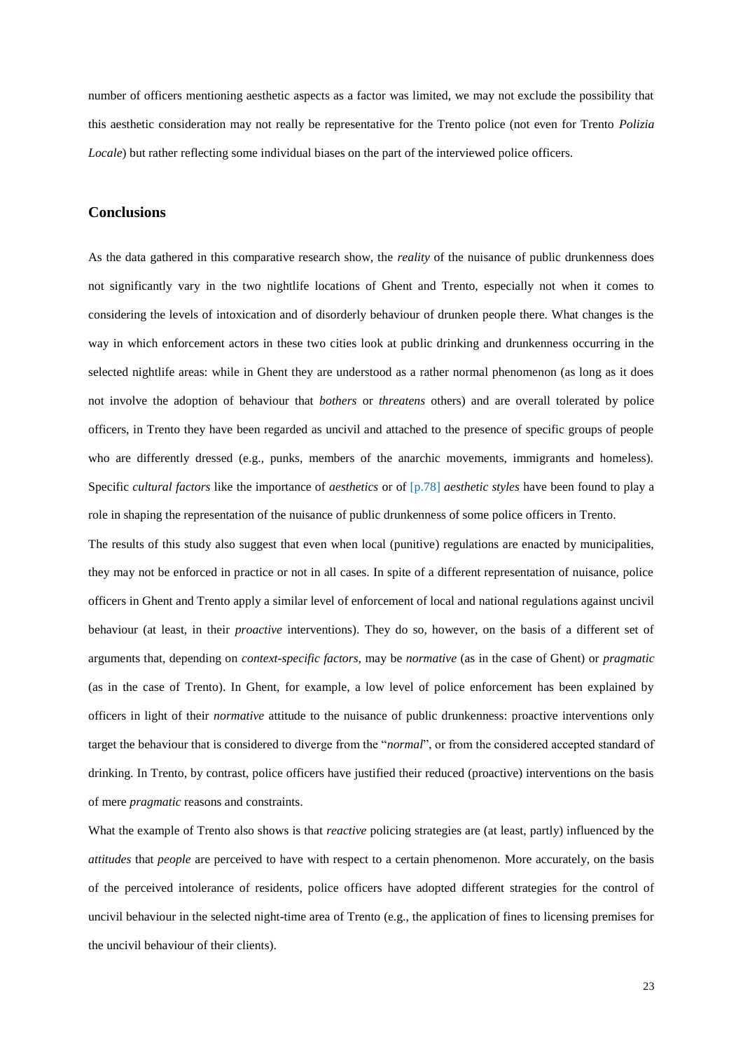number of officers mentioning aesthetic aspects as a factor was limited, we may not exclude the possibility that this aesthetic consideration may not really be representative for the Trento police (not even for Trento *Polizia Locale*) but rather reflecting some individual biases on the part of the interviewed police officers.

## Conclusions

As the data gathered in this comparative research show, the *reality* of the nuisance of public drunkenness does not significantly vary in the two nightlife locations of Ghent and Trento, especially not when it comes to considering the levels of intoxication and of disorderly behaviour of drunken people there. What changes is the way in which enforcement actors in these two cities look at public drinking and drunkenness occurring in the selected nightlife areas: while in Ghent they are understood as a rather normal phenomenon (as long as it does not involve the adoption of behaviour that *bothers* or *threatens* others) and are overall tolerated by police officers, in Trento they have been regarded as uncivil and attached to the presence of specific groups of people who are differently dressed (e.g., punks, members of the anarchic movements, immigrants and homeless). Specific *cultural factors* like the importance of *aesthetics* or of [p.78] *aesthetic styles* have been found to play a role in shaping the representation of the nuisance of public drunkenness of some police officers in Trento.

The results of this study also suggest that even when local (punitive) regulations are enacted by municipalities, they may not be enforced in practice or not in all cases. In spite of a different representation of nuisance, police officers in Ghent and Trento apply a similar level of enforcement of local and national regulations against uncivil behaviour (at least, in their *proactive* interventions). They do so, however, on the basis of a different set of arguments that, depending on *context-specific factors*, may be *normative* (as in the case of Ghent) or *pragmatic* (as in the case of Trento). In Ghent, for example, a low level of police enforcement has been explained by officers in light of their *normative* attitude to the nuisance of public drunkenness: proactive interventions only target the behaviour that is considered to diverge from the "*normal*", or from the considered accepted standard of drinking. In Trento, by contrast, police officers have justified their reduced (proactive) interventions on the basis of mere *pragmatic* reasons and constraints.

What the example of Trento also shows is that *reactive* policing strategies are (at least, partly) influenced by the *attitudes* that *people* are perceived to have with respect to a certain phenomenon. More accurately, on the basis of the perceived intolerance of residents, police officers have adopted different strategies for the control of uncivil behaviour in the selected night-time area of Trento (e.g., the application of fines to licensing premises for the uncivil behaviour of their clients).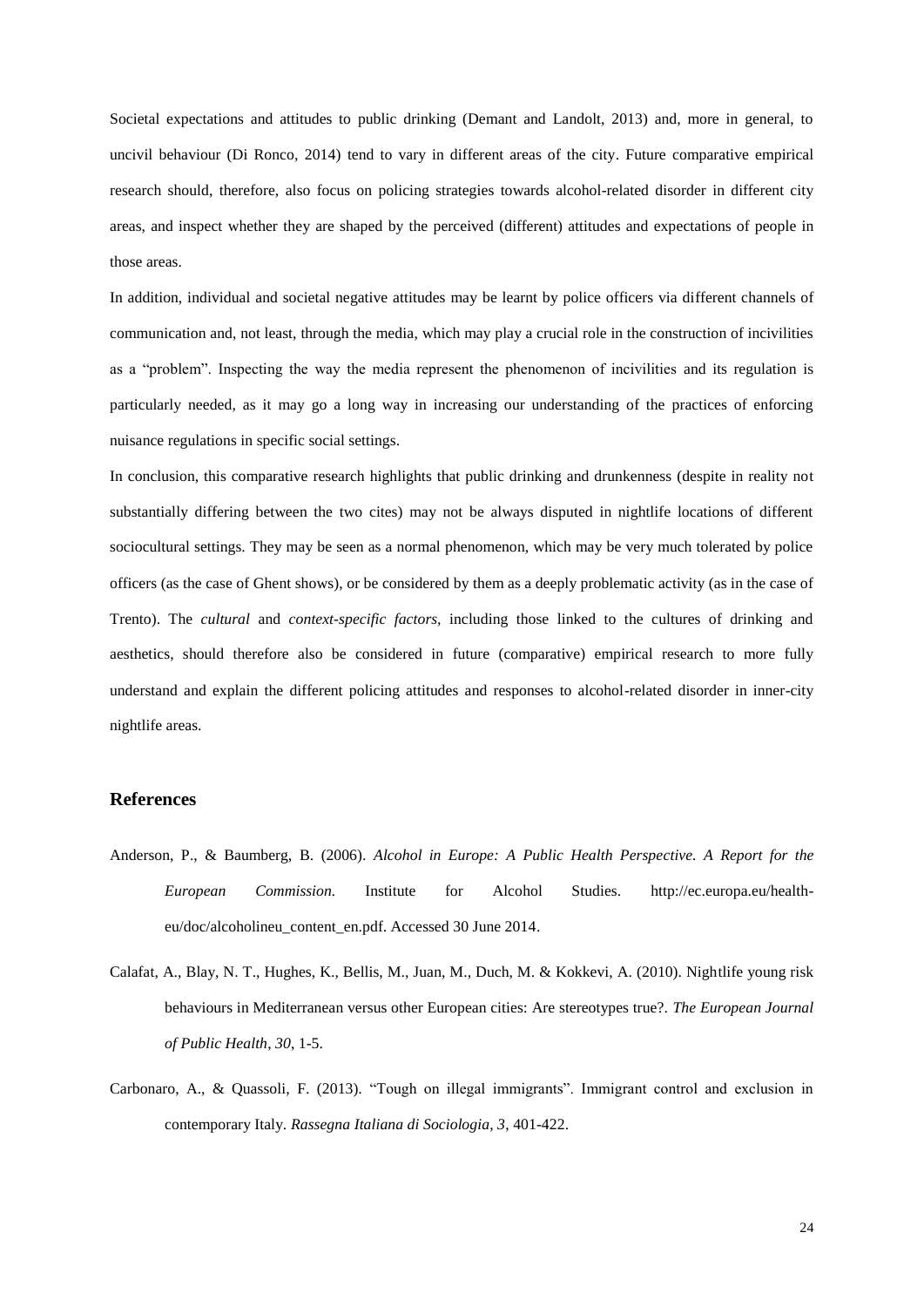Societal expectations and attitudes to public drinking (Demant and Landolt, 2013) and, more in general, to uncivil behaviour (Di Ronco, 2014) tend to vary in different areas of the city. Future comparative empirical research should, therefore, also focus on policing strategies towards alcohol-related disorder in different city areas, and inspect whether they are shaped by the perceived (different) attitudes and expectations of people in those areas.

In addition, individual and societal negative attitudes may be learnt by police officers via different channels of communication and, not least, through the media, which may play a crucial role in the construction of incivilities as a "problem". Inspecting the way the media represent the phenomenon of incivilities and its regulation is particularly needed, as it may go a long way in increasing our understanding of the practices of enforcing nuisance regulations in specific social settings.

In conclusion, this comparative research highlights that public drinking and drunkenness (despite in reality not substantially differing between the two cites) may not be always disputed in nightlife locations of different sociocultural settings. They may be seen as a normal phenomenon, which may be very much tolerated by police officers (as the case of Ghent shows), or be considered by them as a deeply problematic activity (as in the case of Trento). The *cultural* and *context-specific factors*, including those linked to the cultures of drinking and aesthetics, should therefore also be considered in future (comparative) empirical research to more fully understand and explain the different policing attitudes and responses to alcohol-related disorder in inner-city nightlife areas.

## References

Anderson, P., & Baumberg, B. (2006). *Alcohol in Europe: A Public Health Perspective. A Report for the European Commission.* Institute for Alcohol Studies. http://ec.europa.eu/health-eu/doc/alcoholineu_content_en.pdf. Accessed 30 June 2014.

Calafat, A., Blay, N. T., Hughes, K., Bellis, M., Juan, M., Duch, M. & Kokkevi, A. (2010). Nightlife young risk behaviours in Mediterranean versus other European cities: Are stereotypes true?. *The European Journal of Public Health, 30,* 1-5.

Carbonaro, A., & Quassoli, F. (2013). "Tough on illegal immigrants". Immigrant control and exclusion in contemporary Italy. *Rassegna Italiana di Sociologia, 3,* 401-422.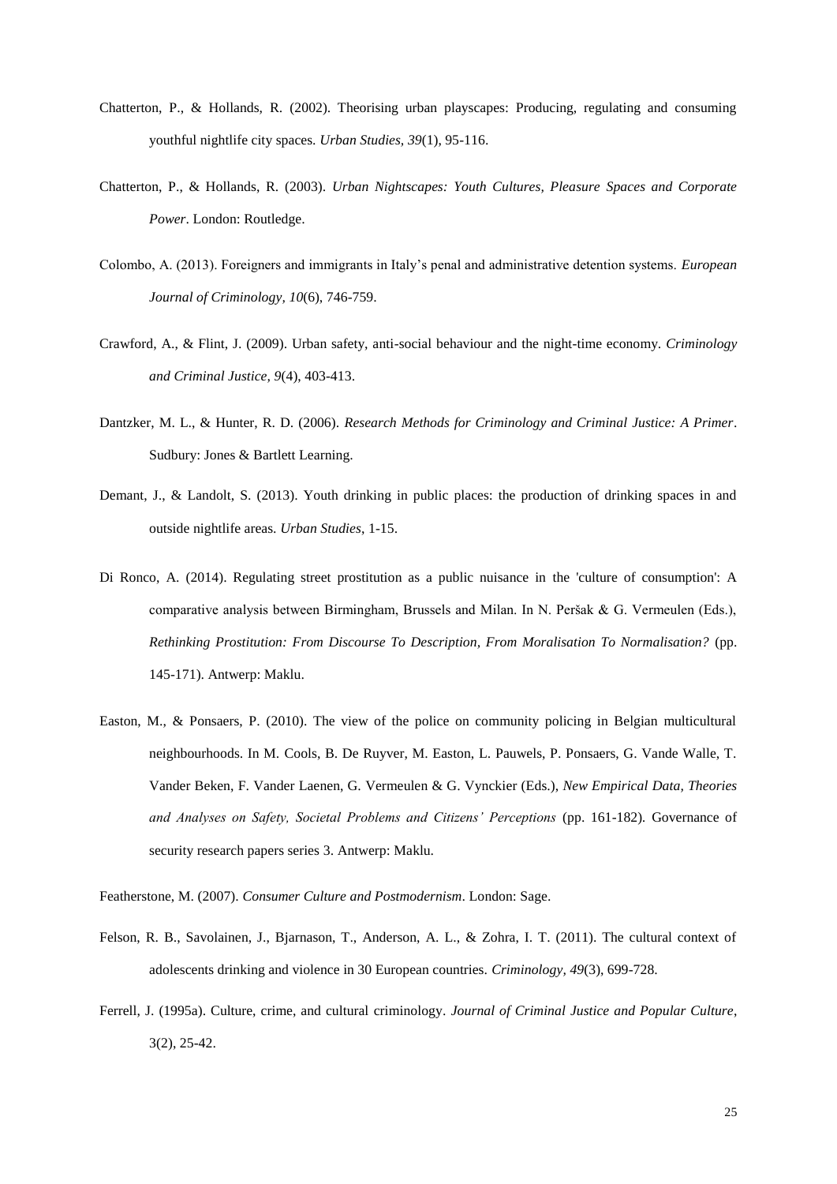Chatterton, P., & Hollands, R. (2002). Theorising urban playscapes: Producing, regulating and consuming youthful nightlife city spaces. *Urban Studies, 39*(1), 95-116.

Chatterton, P., & Hollands, R. (2003). *Urban Nightscapes: Youth Cultures, Pleasure Spaces and Corporate Power*. London: Routledge.

Colombo, A. (2013). Foreigners and immigrants in Italy's penal and administrative detention systems. *European Journal of Criminology, 10*(6), 746-759.

Crawford, A., & Flint, J. (2009). Urban safety, anti-social behaviour and the night-time economy. *Criminology and Criminal Justice, 9*(4), 403-413.

Dantzker, M. L., & Hunter, R. D. (2006). *Research Methods for Criminology and Criminal Justice: A Primer*. Sudbury: Jones & Bartlett Learning.

Demant, J., & Landolt, S. (2013). Youth drinking in public places: the production of drinking spaces in and outside nightlife areas. *Urban Studies*, 1-15.

Di Ronco, A. (2014). Regulating street prostitution as a public nuisance in the 'culture of consumption': A comparative analysis between Birmingham, Brussels and Milan. In N. Peršak & G. Vermeulen (Eds.), *Rethinking Prostitution: From Discourse To Description, From Moralisation To Normalisation?* (pp. 145-171). Antwerp: Maklu.

Easton, M., & Ponsaers, P. (2010). The view of the police on community policing in Belgian multicultural neighbourhoods. In M. Cools, B. De Ruyver, M. Easton, L. Pauwels, P. Ponsaers, G. Vande Walle, T. Vander Beken, F. Vander Laenen, G. Vermeulen & G. Vynckier (Eds.), *New Empirical Data, Theories and Analyses on Safety, Societal Problems and Citizens' Perceptions* (pp. 161-182). Governance of security research papers series 3. Antwerp: Maklu.

Featherstone, M. (2007). *Consumer Culture and Postmodernism*. London: Sage.

Felson, R. B., Savolainen, J., Bjarnason, T., Anderson, A. L., & Zohra, I. T. (2011). The cultural context of adolescents drinking and violence in 30 European countries. *Criminology, 49*(3), 699-728.

Ferrell, J. (1995a). Culture, crime, and cultural criminology. *Journal of Criminal Justice and Popular Culture*, 3(2), 25-42.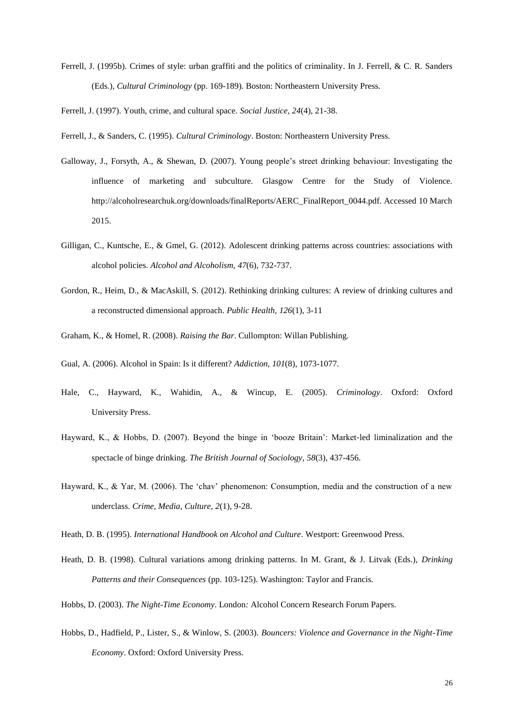Ferrell, J. (1995b). Crimes of style: urban graffiti and the politics of criminality. In J. Ferrell, & C. R. Sanders (Eds.), *Cultural Criminology* (pp. 169-189). Boston: Northeastern University Press.

Ferrell, J. (1997). Youth, crime, and cultural space. *Social Justice, 24*(4), 21-38.

Ferrell, J., & Sanders, C. (1995). *Cultural Criminology*. Boston: Northeastern University Press.

Galloway, J., Forsyth, A., & Shewan, D. (2007). Young people's street drinking behaviour: Investigating the influence of marketing and subculture. Glasgow Centre for the Study of Violence. http://alcoholresearchuk.org/downloads/finalReports/AERC_FinalReport_0044.pdf. Accessed 10 March 2015.

Gilligan, C., Kuntsche, E., & Gmel, G. (2012). Adolescent drinking patterns across countries: associations with alcohol policies. *Alcohol and Alcoholism, 47*(6), 732-737.

Gordon, R., Heim, D., & MacAskill, S. (2012). Rethinking drinking cultures: A review of drinking cultures and a reconstructed dimensional approach. *Public Health, 126*(1), 3-11

Graham, K., & Homel, R. (2008). *Raising the Bar*. Cullompton: Willan Publishing.

Gual, A. (2006). Alcohol in Spain: Is it different? *Addiction, 101*(8), 1073-1077.

Hale, C., Hayward, K., Wahidin, A., & Wincup, E. (2005). *Criminology*. Oxford: Oxford University Press.

Hayward, K., & Hobbs, D. (2007). Beyond the binge in 'booze Britain': Market-led liminalization and the spectacle of binge drinking. *The British Journal of Sociology, 58*(3), 437-456.

Hayward, K., & Yar, M. (2006). The 'chav' phenomenon: Consumption, media and the construction of a new underclass. *Crime, Media, Culture, 2*(1), 9-28.

Heath, D. B. (1995). *International Handbook on Alcohol and Culture*. Westport: Greenwood Press.

Heath, D. B. (1998). Cultural variations among drinking patterns. In M. Grant, & J. Litvak (Eds.), *Drinking Patterns and their Consequences* (pp. 103-125). Washington: Taylor and Francis.

Hobbs, D. (2003). *The Night-Time Economy*. London*:* Alcohol Concern Research Forum Papers.

Hobbs, D., Hadfield, P., Lister, S., & Winlow, S. (2003). *Bouncers: Violence and Governance in the Night-Time Economy*. Oxford: Oxford University Press.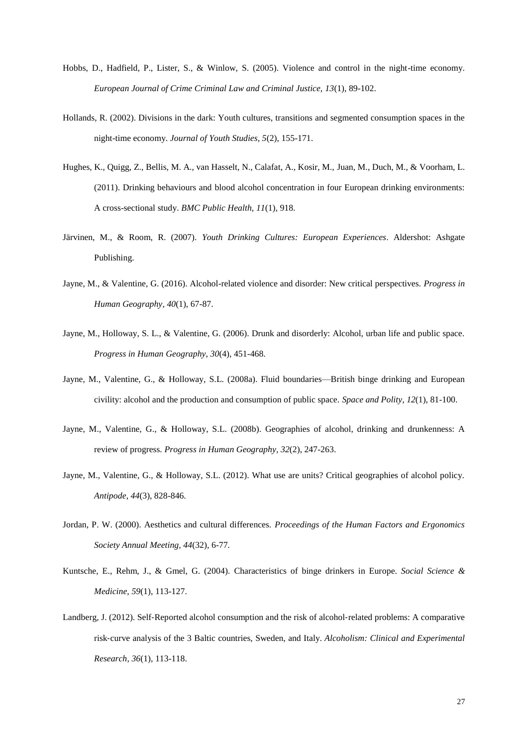Hobbs, D., Hadfield, P., Lister, S., & Winlow, S. (2005). Violence and control in the night-time economy. *European Journal of Crime Criminal Law and Criminal Justice, 13*(1), 89-102.

Hollands, R. (2002). Divisions in the dark: Youth cultures, transitions and segmented consumption spaces in the night-time economy. *Journal of Youth Studies, 5*(2), 155-171.

Hughes, K., Quigg, Z., Bellis, M. A., van Hasselt, N., Calafat, A., Kosir, M., Juan, M., Duch, M., & Voorham, L. (2011). Drinking behaviours and blood alcohol concentration in four European drinking environments: A cross-sectional study. *BMC Public Health, 11*(1), 918.

Järvinen, M., & Room, R. (2007). *Youth Drinking Cultures: European Experiences*. Aldershot: Ashgate Publishing.

Jayne, M., & Valentine, G. (2016). Alcohol-related violence and disorder: New critical perspectives. *Progress in Human Geography*, *40*(1), 67-87.

Jayne, M., Holloway, S. L., & Valentine, G. (2006). Drunk and disorderly: Alcohol, urban life and public space. *Progress in Human Geography*, *30*(4), 451-468.

Jayne, M., Valentine, G., & Holloway, S.L. (2008a). Fluid boundaries—British binge drinking and European civility: alcohol and the production and consumption of public space. *Space and Polity*, *12*(1), 81-100.

Jayne, M., Valentine, G., & Holloway, S.L. (2008b). Geographies of alcohol, drinking and drunkenness: A review of progress. *Progress in Human Geography, 32*(2), 247-263.

Jayne, M., Valentine, G., & Holloway, S.L. (2012). What use are units? Critical geographies of alcohol policy. *Antipode*, *44*(3), 828-846.

Jordan, P. W. (2000). Aesthetics and cultural differences. *Proceedings of the Human Factors and Ergonomics Society Annual Meeting, 44*(32), 6-77.

Kuntsche, E., Rehm, J., & Gmel, G. (2004). Characteristics of binge drinkers in Europe. *Social Science & Medicine, 59*(1), 113-127.

Landberg, J. (2012). Self‐Reported alcohol consumption and the risk of alcohol‐related problems: A comparative risk‐curve analysis of the 3 Baltic countries, Sweden, and Italy. *Alcoholism: Clinical and Experimental Research, 36*(1), 113-118.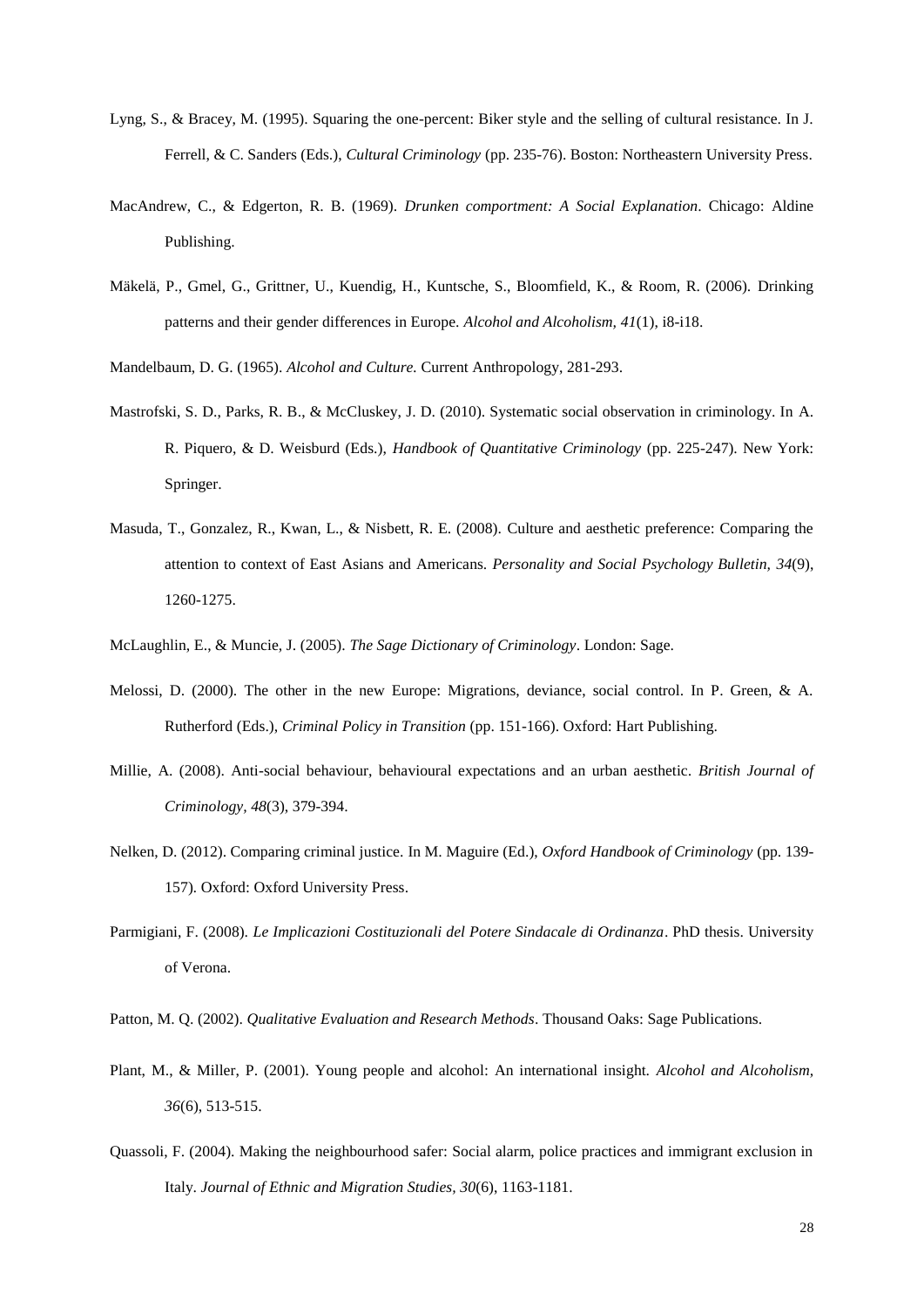Lyng, S., & Bracey, M. (1995). Squaring the one-percent: Biker style and the selling of cultural resistance. In J. Ferrell, & C. Sanders (Eds.), *Cultural Criminology* (pp. 235-76). Boston: Northeastern University Press.

MacAndrew, C., & Edgerton, R. B. (1969). *Drunken comportment: A Social Explanation*. Chicago: Aldine Publishing.

Mäkelä, P., Gmel, G., Grittner, U., Kuendig, H., Kuntsche, S., Bloomfield, K., & Room, R. (2006). Drinking patterns and their gender differences in Europe. *Alcohol and Alcoholism, 41*(1), i8-i18.

Mandelbaum, D. G. (1965). *Alcohol and Culture.* Current Anthropology, 281-293.

Mastrofski, S. D., Parks, R. B., & McCluskey, J. D. (2010). Systematic social observation in criminology. In A. R. Piquero, & D. Weisburd (Eds.), *Handbook of Quantitative Criminology* (pp. 225-247). New York: Springer.

Masuda, T., Gonzalez, R., Kwan, L., & Nisbett, R. E. (2008). Culture and aesthetic preference: Comparing the attention to context of East Asians and Americans. *Personality and Social Psychology Bulletin, 34*(9), 1260-1275.

McLaughlin, E., & Muncie, J. (2005). *The Sage Dictionary of Criminology*. London: Sage.

Melossi, D. (2000). The other in the new Europe: Migrations, deviance, social control. In P. Green, & A. Rutherford (Eds.), *Criminal Policy in Transition* (pp. 151-166). Oxford: Hart Publishing.

Millie, A. (2008). Anti-social behaviour, behavioural expectations and an urban aesthetic. *British Journal of Criminology, 48*(3), 379-394.

Nelken, D. (2012). Comparing criminal justice. In M. Maguire (Ed.), *Oxford Handbook of Criminology* (pp. 139-157). Oxford: Oxford University Press.

Parmigiani, F. (2008). *Le Implicazioni Costituzionali del Potere Sindacale di Ordinanza*. PhD thesis. University of Verona.

Patton, M. Q. (2002). *Qualitative Evaluation and Research Methods*. Thousand Oaks: Sage Publications.

Plant, M., & Miller, P. (2001). Young people and alcohol: An international insight. *Alcohol and Alcoholism, 36*(6), 513-515.

Quassoli, F. (2004). Making the neighbourhood safer: Social alarm, police practices and immigrant exclusion in Italy. *Journal of Ethnic and Migration Studies, 30*(6), 1163-1181.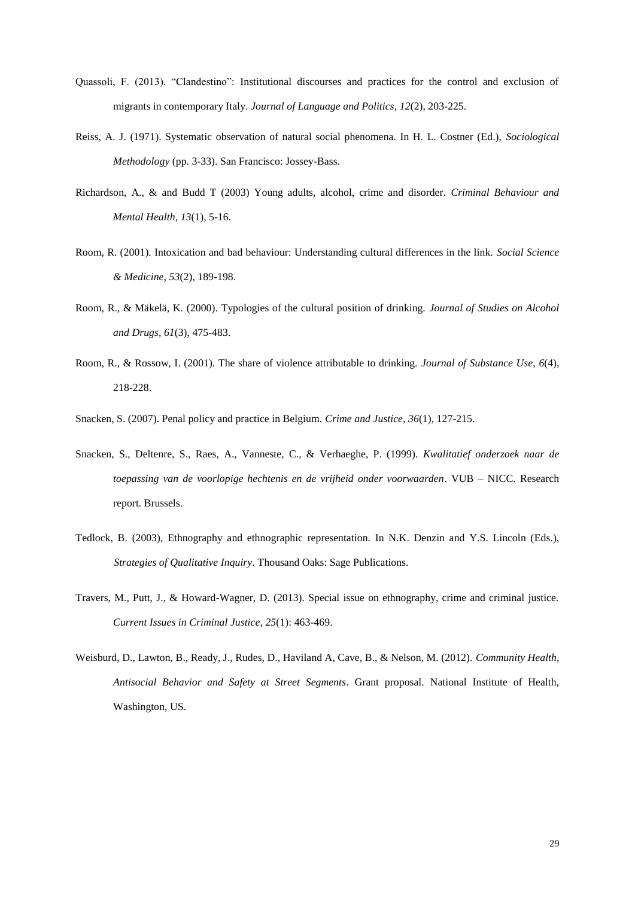Quassoli, F. (2013). "Clandestino": Institutional discourses and practices for the control and exclusion of migrants in contemporary Italy. *Journal of Language and Politics, 12*(2), 203-225.

Reiss, A. J. (1971). Systematic observation of natural social phenomena. In H. L. Costner (Ed.), *Sociological Methodology* (pp. 3-33). San Francisco: Jossey-Bass.

Richardson, A., & and Budd T (2003) Young adults, alcohol, crime and disorder. *Criminal Behaviour and Mental Health, 13*(1), 5-16.

Room, R. (2001). Intoxication and bad behaviour: Understanding cultural differences in the link. *Social Science & Medicine, 53*(2), 189-198.

Room, R., & Mäkelä, K. (2000). Typologies of the cultural position of drinking. *Journal of Studies on Alcohol and Drugs, 61*(3), 475-483.

Room, R., & Rossow, I. (2001). The share of violence attributable to drinking. *Journal of Substance Use, 6*(4), 218-228.

Snacken, S. (2007). Penal policy and practice in Belgium. *Crime and Justice, 36*(1), 127-215.

Snacken, S., Deltenre, S., Raes, A., Vanneste, C., & Verhaeghe, P. (1999). *Kwalitatief onderzoek naar de toepassing van de voorlopige hechtenis en de vrijheid onder voorwaarden*. VUB – NICC. Research report. Brussels.

Tedlock, B. (2003), Ethnography and ethnographic representation. In N.K. Denzin and Y.S. Lincoln (Eds.), *Strategies of Qualitative Inquiry*. Thousand Oaks: Sage Publications.

Travers, M., Putt, J., & Howard-Wagner, D. (2013). Special issue on ethnography, crime and criminal justice. *Current Issues in Criminal Justice, 25*(1): 463-469.

Weisburd, D., Lawton, B., Ready, J., Rudes, D., Haviland A, Cave, B., & Nelson, M. (2012). *Community Health, Antisocial Behavior and Safety at Street Segments*. Grant proposal. National Institute of Health, Washington, US.